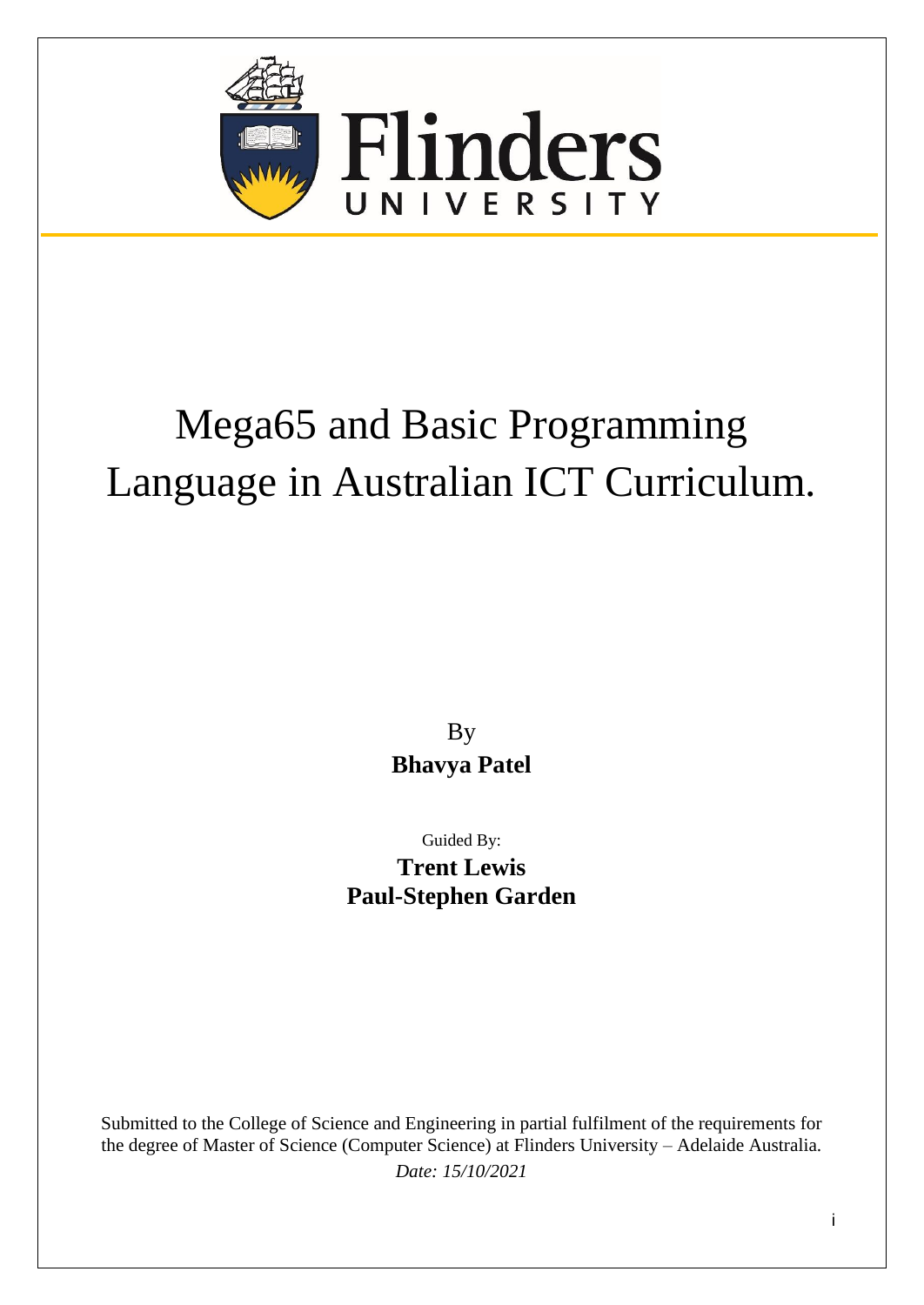Flinders UNIVERSITY

# Mega65 and Basic Programming Language in Australian ICT Curriculum.

By
**Bhavya Patel**

Guided By:
**Trent Lewis**
**Paul-Stephen Garden**

Submitted to the College of Science and Engineering in partial fulfilment of the requirements for the degree of Master of Science (Computer Science) at Flinders University – Adelaide Australia.

*Date: 15/10/2021*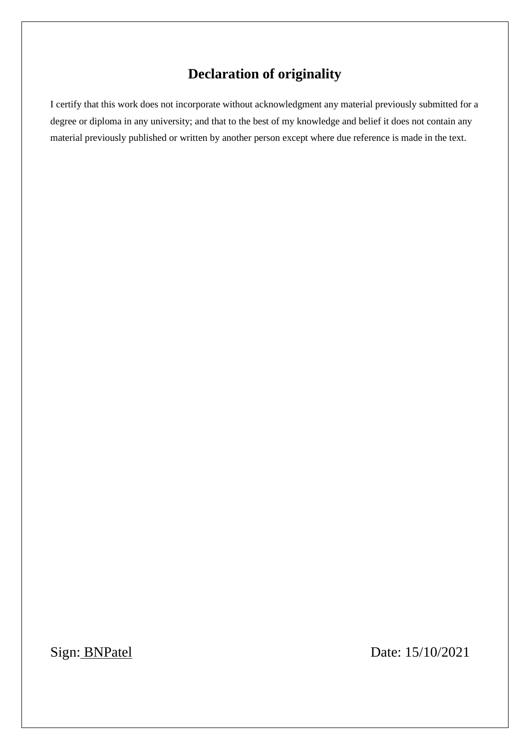# Declaration of originality

I certify that this work does not incorporate without acknowledgment any material previously submitted for a degree or diploma in any university; and that to the best of my knowledge and belief it does not contain any material previously published or written by another person except where due reference is made in the text.

Sign: BNPatel

Date: 15/10/2021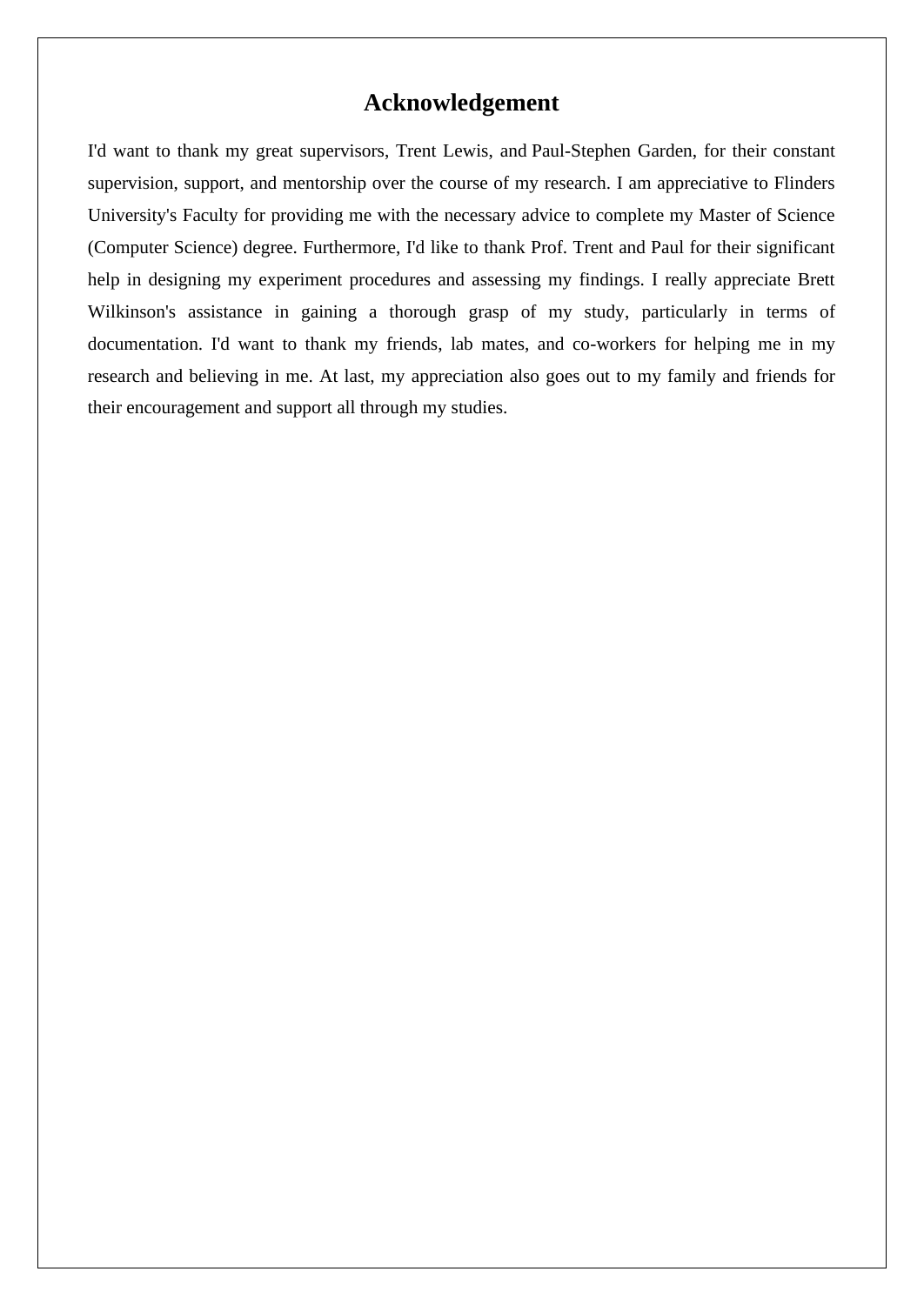# Acknowledgement

I'd want to thank my great supervisors, Trent Lewis, and Paul-Stephen Garden, for their constant supervision, support, and mentorship over the course of my research. I am appreciative to Flinders University's Faculty for providing me with the necessary advice to complete my Master of Science (Computer Science) degree. Furthermore, I'd like to thank Prof. Trent and Paul for their significant help in designing my experiment procedures and assessing my findings. I really appreciate Brett Wilkinson's assistance in gaining a thorough grasp of my study, particularly in terms of documentation. I'd want to thank my friends, lab mates, and co-workers for helping me in my research and believing in me. At last, my appreciation also goes out to my family and friends for their encouragement and support all through my studies.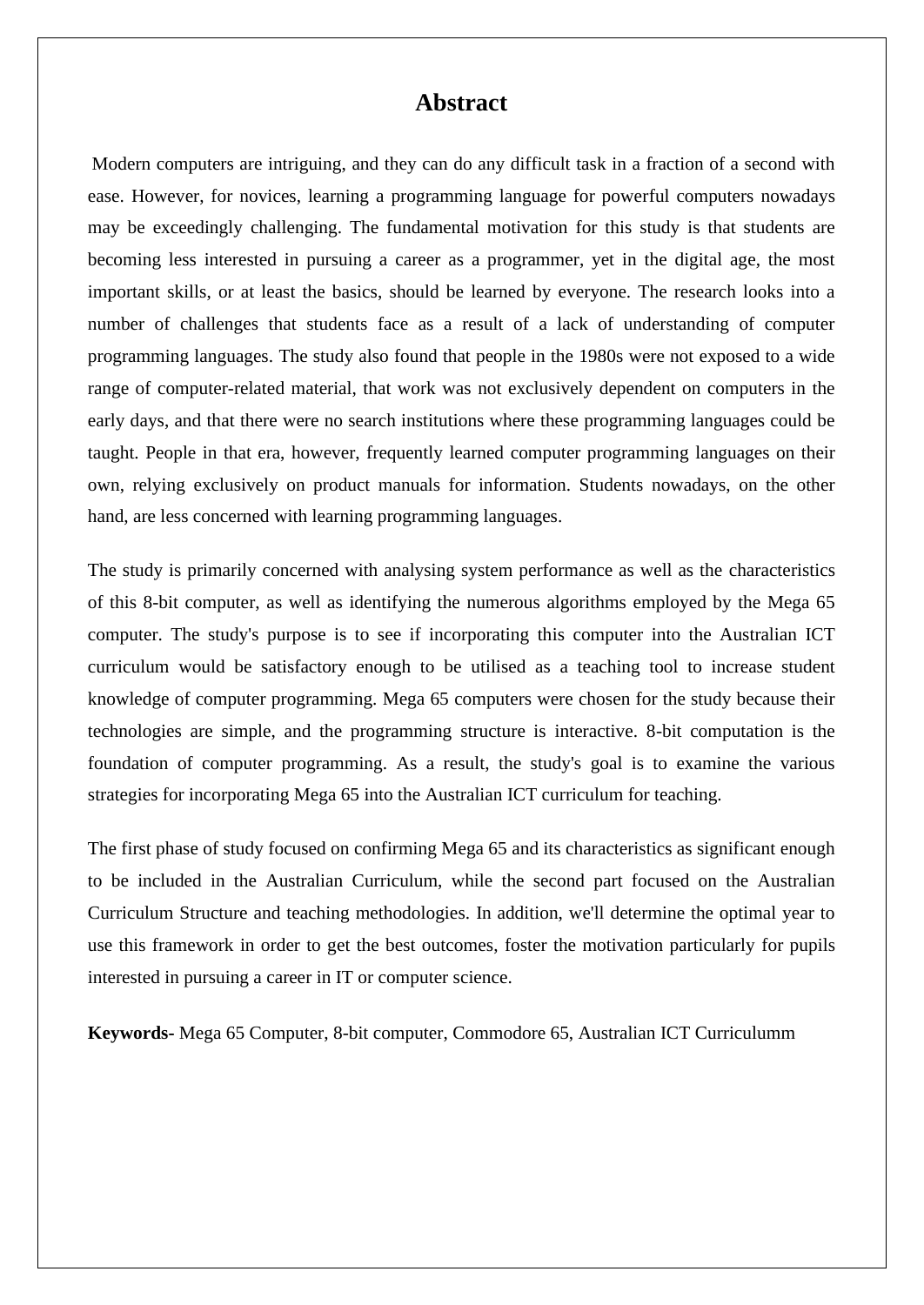# Abstract

Modern computers are intriguing, and they can do any difficult task in a fraction of a second with ease. However, for novices, learning a programming language for powerful computers nowadays may be exceedingly challenging. The fundamental motivation for this study is that students are becoming less interested in pursuing a career as a programmer, yet in the digital age, the most important skills, or at least the basics, should be learned by everyone. The research looks into a number of challenges that students face as a result of a lack of understanding of computer programming languages. The study also found that people in the 1980s were not exposed to a wide range of computer-related material, that work was not exclusively dependent on computers in the early days, and that there were no search institutions where these programming languages could be taught. People in that era, however, frequently learned computer programming languages on their own, relying exclusively on product manuals for information. Students nowadays, on the other hand, are less concerned with learning programming languages.

The study is primarily concerned with analysing system performance as well as the characteristics of this 8-bit computer, as well as identifying the numerous algorithms employed by the Mega 65 computer. The study's purpose is to see if incorporating this computer into the Australian ICT curriculum would be satisfactory enough to be utilised as a teaching tool to increase student knowledge of computer programming. Mega 65 computers were chosen for the study because their technologies are simple, and the programming structure is interactive. 8-bit computation is the foundation of computer programming. As a result, the study's goal is to examine the various strategies for incorporating Mega 65 into the Australian ICT curriculum for teaching.

The first phase of study focused on confirming Mega 65 and its characteristics as significant enough to be included in the Australian Curriculum, while the second part focused on the Australian Curriculum Structure and teaching methodologies. In addition, we'll determine the optimal year to use this framework in order to get the best outcomes, foster the motivation particularly for pupils interested in pursuing a career in IT or computer science.

**Keywords-** Mega 65 Computer, 8-bit computer, Commodore 65, Australian ICT Curriculumm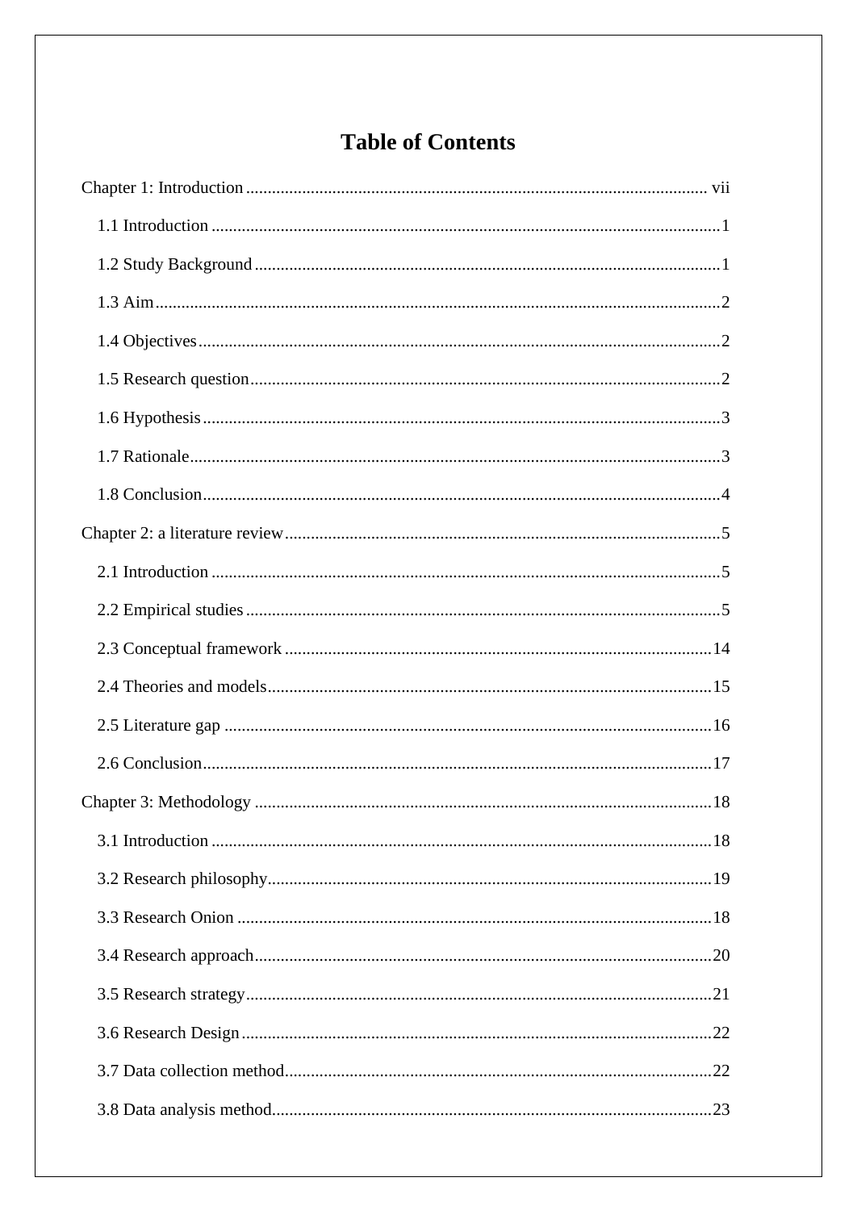# Table of Contents

Chapter 1: Introduction ........................................................................................................ vii

  1.1 Introduction ........................................................................................................ 1

  1.2 Study Background ........................................................................................................ 1

  1.3 Aim ........................................................................................................ 2

  1.4 Objectives ........................................................................................................ 2

  1.5 Research question ........................................................................................................ 2

  1.6 Hypothesis ........................................................................................................ 3

  1.7 Rationale ........................................................................................................ 3

  1.8 Conclusion ........................................................................................................ 4

Chapter 2: a literature review ........................................................................................................ 5

  2.1 Introduction ........................................................................................................ 5

  2.2 Empirical studies ........................................................................................................ 5

  2.3 Conceptual framework ........................................................................................................ 14

  2.4 Theories and models ........................................................................................................ 15

  2.5 Literature gap ........................................................................................................ 16

  2.6 Conclusion ........................................................................................................ 17

Chapter 3: Methodology ........................................................................................................ 18

  3.1 Introduction ........................................................................................................ 18

  3.2 Research philosophy ........................................................................................................ 19

  3.3 Research Onion ........................................................................................................ 18

  3.4 Research approach ........................................................................................................ 20

  3.5 Research strategy ........................................................................................................ 21

  3.6 Research Design ........................................................................................................ 22

  3.7 Data collection method ........................................................................................................ 22

  3.8 Data analysis method ........................................................................................................ 23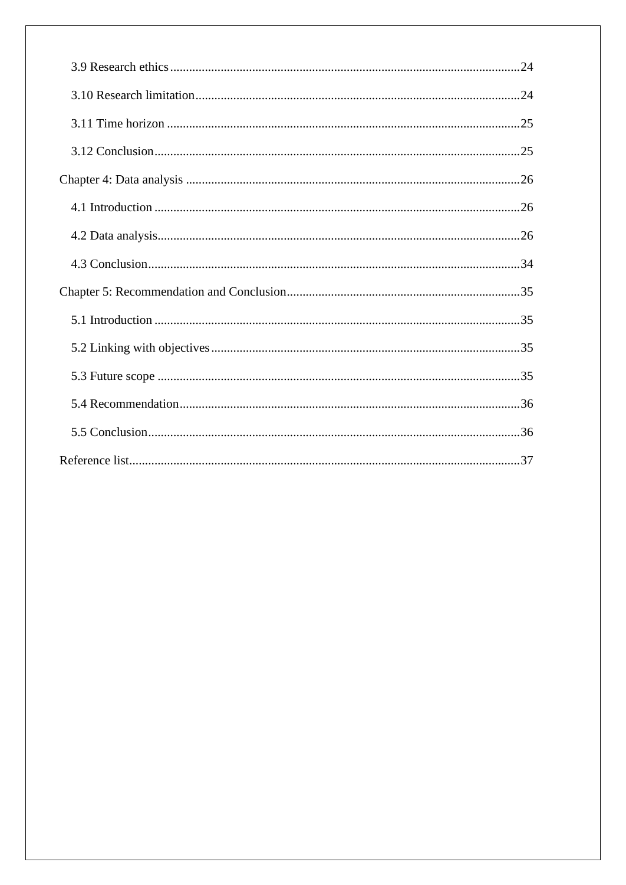3.9 Research ethics......................................................................................................24

3.10 Research limitation...............................................................................................24

3.11 Time horizon .......................................................................................................25

3.12 Conclusion...........................................................................................................25

Chapter 4: Data analysis .................................................................................................26

4.1 Introduction ...........................................................................................................26

4.2 Data analysis..........................................................................................................26

4.3 Conclusion.............................................................................................................34

Chapter 5: Recommendation and Conclusion..................................................................35

5.1 Introduction ...........................................................................................................35

5.2 Linking with objectives.........................................................................................35

5.3 Future scope ..........................................................................................................35

5.4 Recommendation...................................................................................................36

5.5 Conclusion.............................................................................................................36

Reference list...................................................................................................................37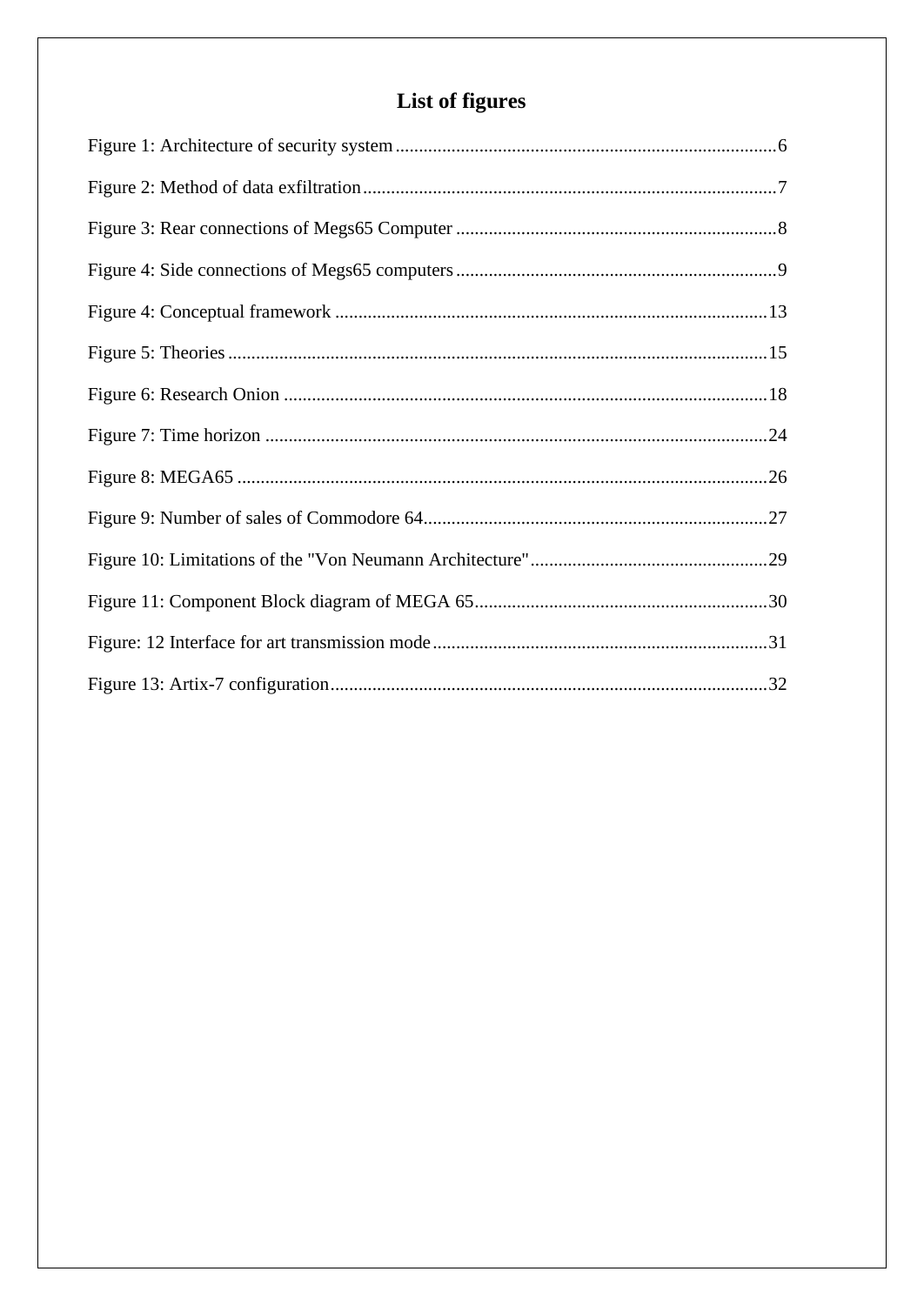# List of figures

Figure 1: Architecture of security system ......................................................................................6

Figure 2: Method of data exfiltration ..............................................................................................7

Figure 3: Rear connections of Megs65 Computer ..........................................................................8

Figure 4: Side connections of Megs65 computers ..........................................................................9

Figure 4: Conceptual framework ..................................................................................................13

Figure 5: Theories ........................................................................................................................15

Figure 6: Research Onion .............................................................................................................18

Figure 7: Time horizon .................................................................................................................24

Figure 8: MEGA65 .......................................................................................................................26

Figure 9: Number of sales of Commodore 64................................................................................27

Figure 10: Limitations of the "Von Neumann Architecture" .........................................................29

Figure 11: Component Block diagram of MEGA 65.....................................................................30

Figure: 12 Interface for art transmission mode..............................................................................31

Figure 13: Artix-7 configuration...................................................................................................32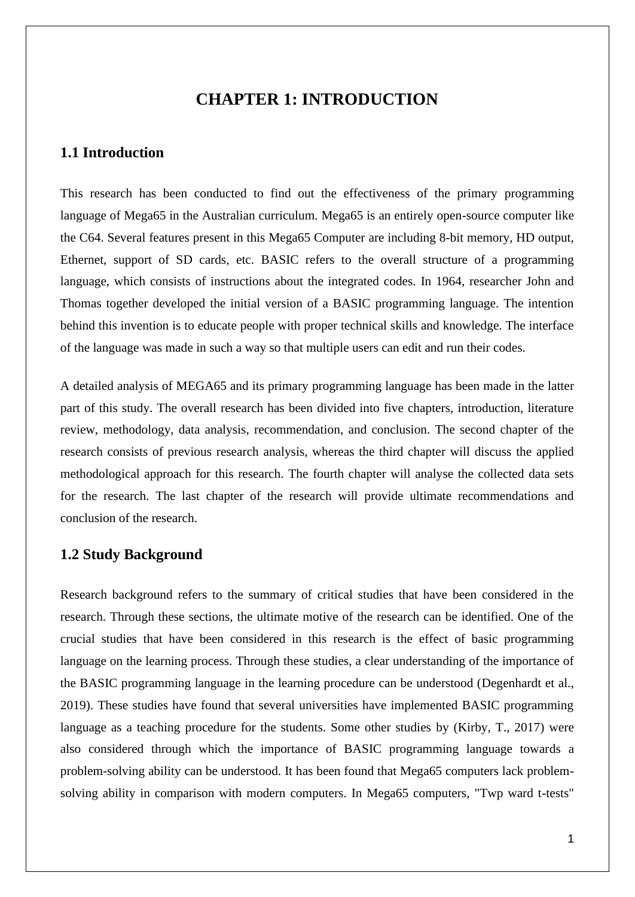# CHAPTER 1: INTRODUCTION

## 1.1 Introduction

This research has been conducted to find out the effectiveness of the primary programming language of Mega65 in the Australian curriculum. Mega65 is an entirely open-source computer like the C64. Several features present in this Mega65 Computer are including 8-bit memory, HD output, Ethernet, support of SD cards, etc. BASIC refers to the overall structure of a programming language, which consists of instructions about the integrated codes. In 1964, researcher John and Thomas together developed the initial version of a BASIC programming language. The intention behind this invention is to educate people with proper technical skills and knowledge. The interface of the language was made in such a way so that multiple users can edit and run their codes.

A detailed analysis of MEGA65 and its primary programming language has been made in the latter part of this study. The overall research has been divided into five chapters, introduction, literature review, methodology, data analysis, recommendation, and conclusion. The second chapter of the research consists of previous research analysis, whereas the third chapter will discuss the applied methodological approach for this research. The fourth chapter will analyse the collected data sets for the research. The last chapter of the research will provide ultimate recommendations and conclusion of the research.

## 1.2 Study Background

Research background refers to the summary of critical studies that have been considered in the research. Through these sections, the ultimate motive of the research can be identified. One of the crucial studies that have been considered in this research is the effect of basic programming language on the learning process. Through these studies, a clear understanding of the importance of the BASIC programming language in the learning procedure can be understood (Degenhardt et al., 2019). These studies have found that several universities have implemented BASIC programming language as a teaching procedure for the students. Some other studies by (Kirby, T., 2017) were also considered through which the importance of BASIC programming language towards a problem-solving ability can be understood. It has been found that Mega65 computers lack problem-solving ability in comparison with modern computers. In Mega65 computers, "Twp ward t-tests"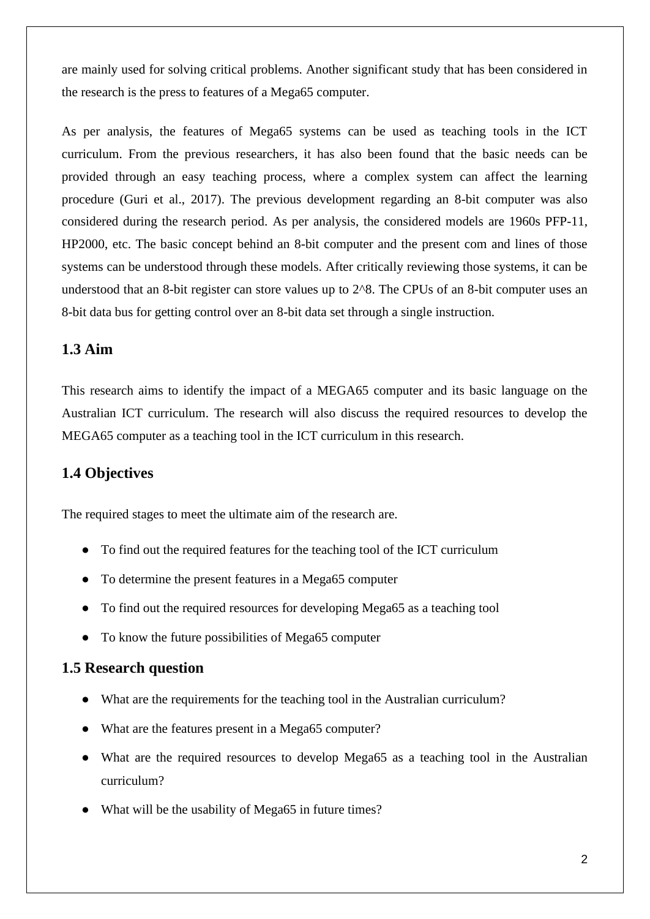are mainly used for solving critical problems. Another significant study that has been considered in the research is the press to features of a Mega65 computer.

As per analysis, the features of Mega65 systems can be used as teaching tools in the ICT curriculum. From the previous researchers, it has also been found that the basic needs can be provided through an easy teaching process, where a complex system can affect the learning procedure (Guri et al., 2017). The previous development regarding an 8-bit computer was also considered during the research period. As per analysis, the considered models are 1960s PFP-11, HP2000, etc. The basic concept behind an 8-bit computer and the present com and lines of those systems can be understood through these models. After critically reviewing those systems, it can be understood that an 8-bit register can store values up to 2^8. The CPUs of an 8-bit computer uses an 8-bit data bus for getting control over an 8-bit data set through a single instruction.

### 1.3 Aim

This research aims to identify the impact of a MEGA65 computer and its basic language on the Australian ICT curriculum. The research will also discuss the required resources to develop the MEGA65 computer as a teaching tool in the ICT curriculum in this research.

### 1.4 Objectives

The required stages to meet the ultimate aim of the research are.

- To find out the required features for the teaching tool of the ICT curriculum
- To determine the present features in a Mega65 computer
- To find out the required resources for developing Mega65 as a teaching tool
- To know the future possibilities of Mega65 computer

### 1.5 Research question

- What are the requirements for the teaching tool in the Australian curriculum?
- What are the features present in a Mega65 computer?
- What are the required resources to develop Mega65 as a teaching tool in the Australian curriculum?
- What will be the usability of Mega65 in future times?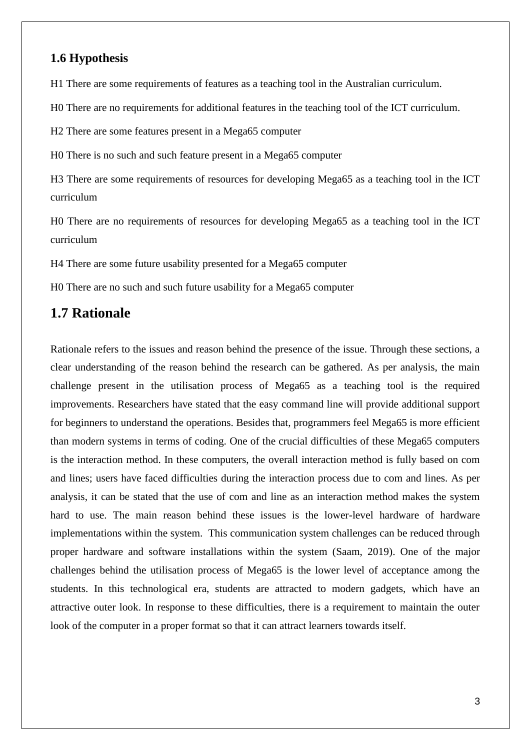### 1.6 Hypothesis

H1 There are some requirements of features as a teaching tool in the Australian curriculum.

H0 There are no requirements for additional features in the teaching tool of the ICT curriculum.

H2 There are some features present in a Mega65 computer

H0 There is no such and such feature present in a Mega65 computer

H3 There are some requirements of resources for developing Mega65 as a teaching tool in the ICT curriculum

H0 There are no requirements of resources for developing Mega65 as a teaching tool in the ICT curriculum

H4 There are some future usability presented for a Mega65 computer

H0 There are no such and such future usability for a Mega65 computer

## 1.7 Rationale

Rationale refers to the issues and reason behind the presence of the issue. Through these sections, a clear understanding of the reason behind the research can be gathered. As per analysis, the main challenge present in the utilisation process of Mega65 as a teaching tool is the required improvements. Researchers have stated that the easy command line will provide additional support for beginners to understand the operations. Besides that, programmers feel Mega65 is more efficient than modern systems in terms of coding. One of the crucial difficulties of these Mega65 computers is the interaction method. In these computers, the overall interaction method is fully based on com and lines; users have faced difficulties during the interaction process due to com and lines. As per analysis, it can be stated that the use of com and line as an interaction method makes the system hard to use. The main reason behind these issues is the lower-level hardware of hardware implementations within the system. This communication system challenges can be reduced through proper hardware and software installations within the system (Saam, 2019). One of the major challenges behind the utilisation process of Mega65 is the lower level of acceptance among the students. In this technological era, students are attracted to modern gadgets, which have an attractive outer look. In response to these difficulties, there is a requirement to maintain the outer look of the computer in a proper format so that it can attract learners towards itself.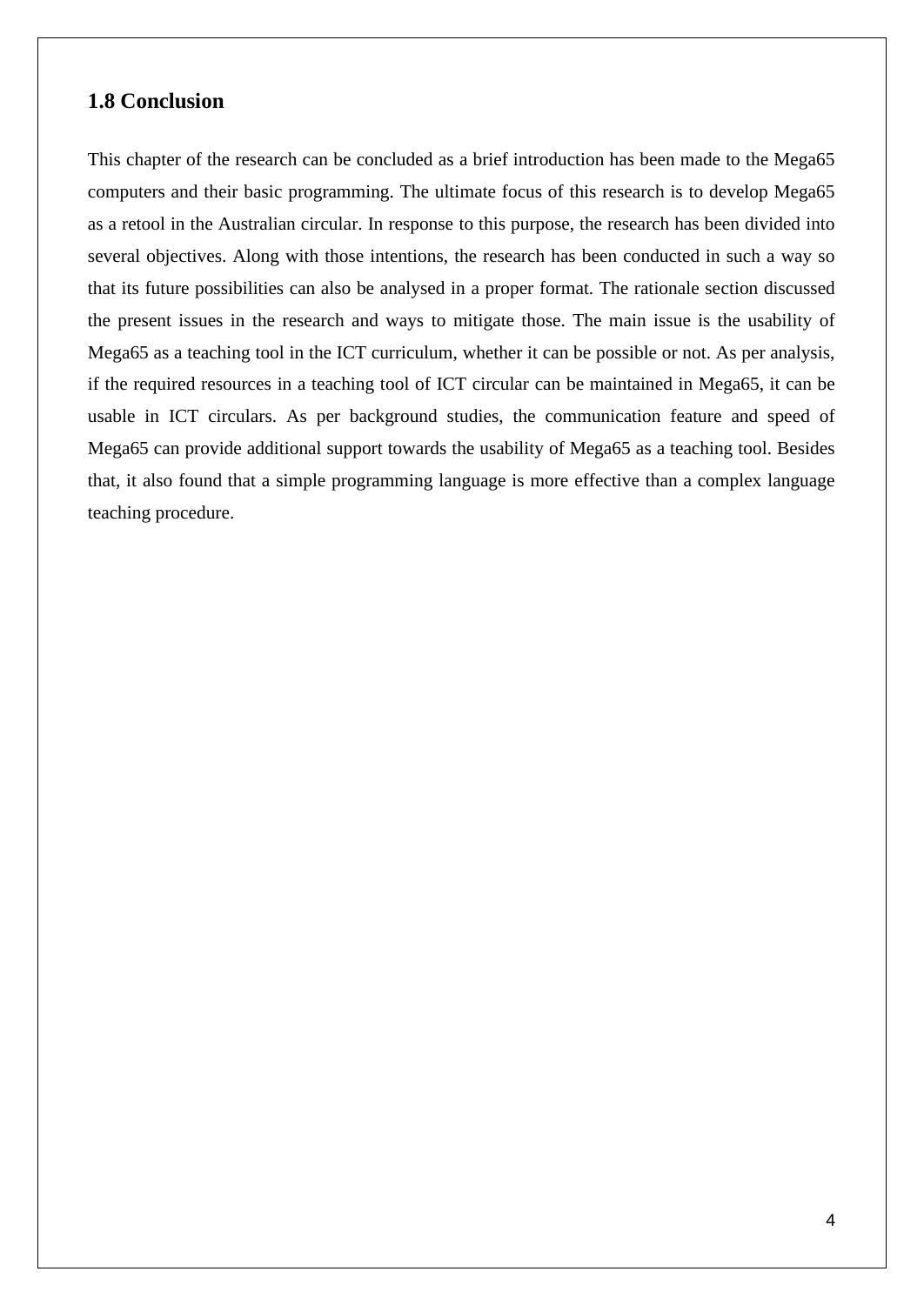## 1.8 Conclusion

This chapter of the research can be concluded as a brief introduction has been made to the Mega65 computers and their basic programming. The ultimate focus of this research is to develop Mega65 as a retool in the Australian circular. In response to this purpose, the research has been divided into several objectives. Along with those intentions, the research has been conducted in such a way so that its future possibilities can also be analysed in a proper format. The rationale section discussed the present issues in the research and ways to mitigate those. The main issue is the usability of Mega65 as a teaching tool in the ICT curriculum, whether it can be possible or not. As per analysis, if the required resources in a teaching tool of ICT circular can be maintained in Mega65, it can be usable in ICT circulars. As per background studies, the communication feature and speed of Mega65 can provide additional support towards the usability of Mega65 as a teaching tool. Besides that, it also found that a simple programming language is more effective than a complex language teaching procedure.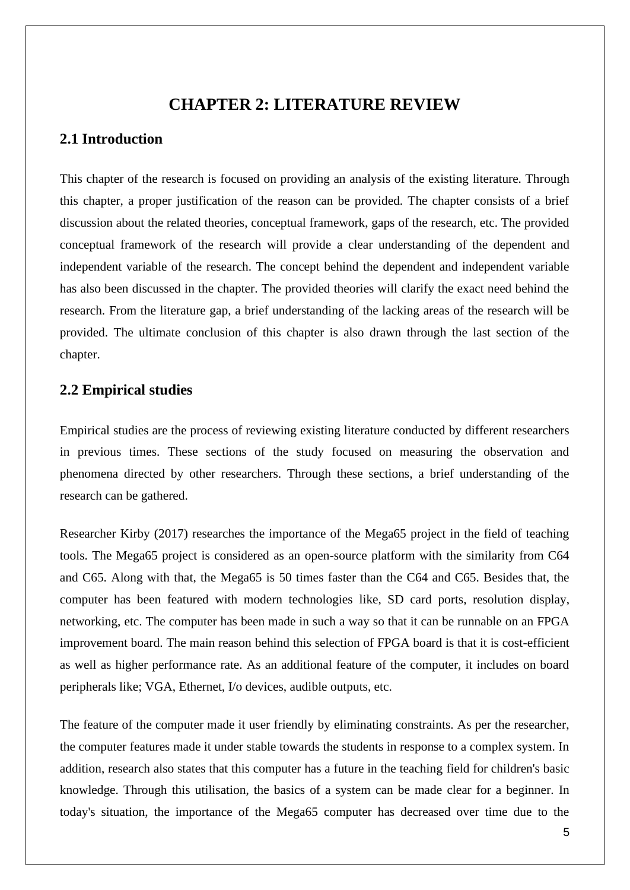# CHAPTER 2: LITERATURE REVIEW

## 2.1 Introduction

This chapter of the research is focused on providing an analysis of the existing literature. Through this chapter, a proper justification of the reason can be provided. The chapter consists of a brief discussion about the related theories, conceptual framework, gaps of the research, etc. The provided conceptual framework of the research will provide a clear understanding of the dependent and independent variable of the research. The concept behind the dependent and independent variable has also been discussed in the chapter. The provided theories will clarify the exact need behind the research. From the literature gap, a brief understanding of the lacking areas of the research will be provided. The ultimate conclusion of this chapter is also drawn through the last section of the chapter.

## 2.2 Empirical studies

Empirical studies are the process of reviewing existing literature conducted by different researchers in previous times. These sections of the study focused on measuring the observation and phenomena directed by other researchers. Through these sections, a brief understanding of the research can be gathered.

Researcher Kirby (2017) researches the importance of the Mega65 project in the field of teaching tools. The Mega65 project is considered as an open-source platform with the similarity from C64 and C65. Along with that, the Mega65 is 50 times faster than the C64 and C65. Besides that, the computer has been featured with modern technologies like, SD card ports, resolution display, networking, etc. The computer has been made in such a way so that it can be runnable on an FPGA improvement board. The main reason behind this selection of FPGA board is that it is cost-efficient as well as higher performance rate. As an additional feature of the computer, it includes on board peripherals like; VGA, Ethernet, I/o devices, audible outputs, etc.

The feature of the computer made it user friendly by eliminating constraints. As per the researcher, the computer features made it under stable towards the students in response to a complex system. In addition, research also states that this computer has a future in the teaching field for children's basic knowledge. Through this utilisation, the basics of a system can be made clear for a beginner. In today's situation, the importance of the Mega65 computer has decreased over time due to the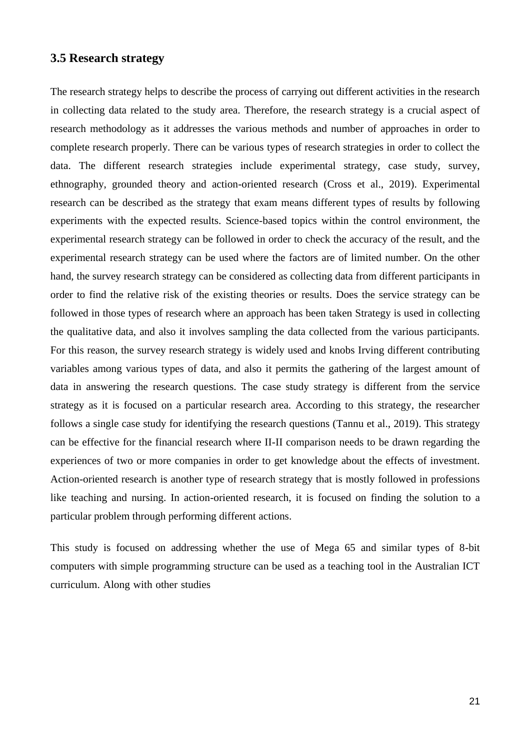### 3.5 Research strategy

The research strategy helps to describe the process of carrying out different activities in the research in collecting data related to the study area. Therefore, the research strategy is a crucial aspect of research methodology as it addresses the various methods and number of approaches in order to complete research properly. There can be various types of research strategies in order to collect the data. The different research strategies include experimental strategy, case study, survey, ethnography, grounded theory and action-oriented research (Cross et al., 2019). Experimental research can be described as the strategy that exam means different types of results by following experiments with the expected results. Science-based topics within the control environment, the experimental research strategy can be followed in order to check the accuracy of the result, and the experimental research strategy can be used where the factors are of limited number. On the other hand, the survey research strategy can be considered as collecting data from different participants in order to find the relative risk of the existing theories or results. Does the service strategy can be followed in those types of research where an approach has been taken Strategy is used in collecting the qualitative data, and also it involves sampling the data collected from the various participants. For this reason, the survey research strategy is widely used and knobs Irving different contributing variables among various types of data, and also it permits the gathering of the largest amount of data in answering the research questions. The case study strategy is different from the service strategy as it is focused on a particular research area. According to this strategy, the researcher follows a single case study for identifying the research questions (Tannu et al., 2019). This strategy can be effective for the financial research where II-II comparison needs to be drawn regarding the experiences of two or more companies in order to get knowledge about the effects of investment. Action-oriented research is another type of research strategy that is mostly followed in professions like teaching and nursing. In action-oriented research, it is focused on finding the solution to a particular problem through performing different actions.

This study is focused on addressing whether the use of Mega 65 and similar types of 8-bit computers with simple programming structure can be used as a teaching tool in the Australian ICT curriculum. Along with other studies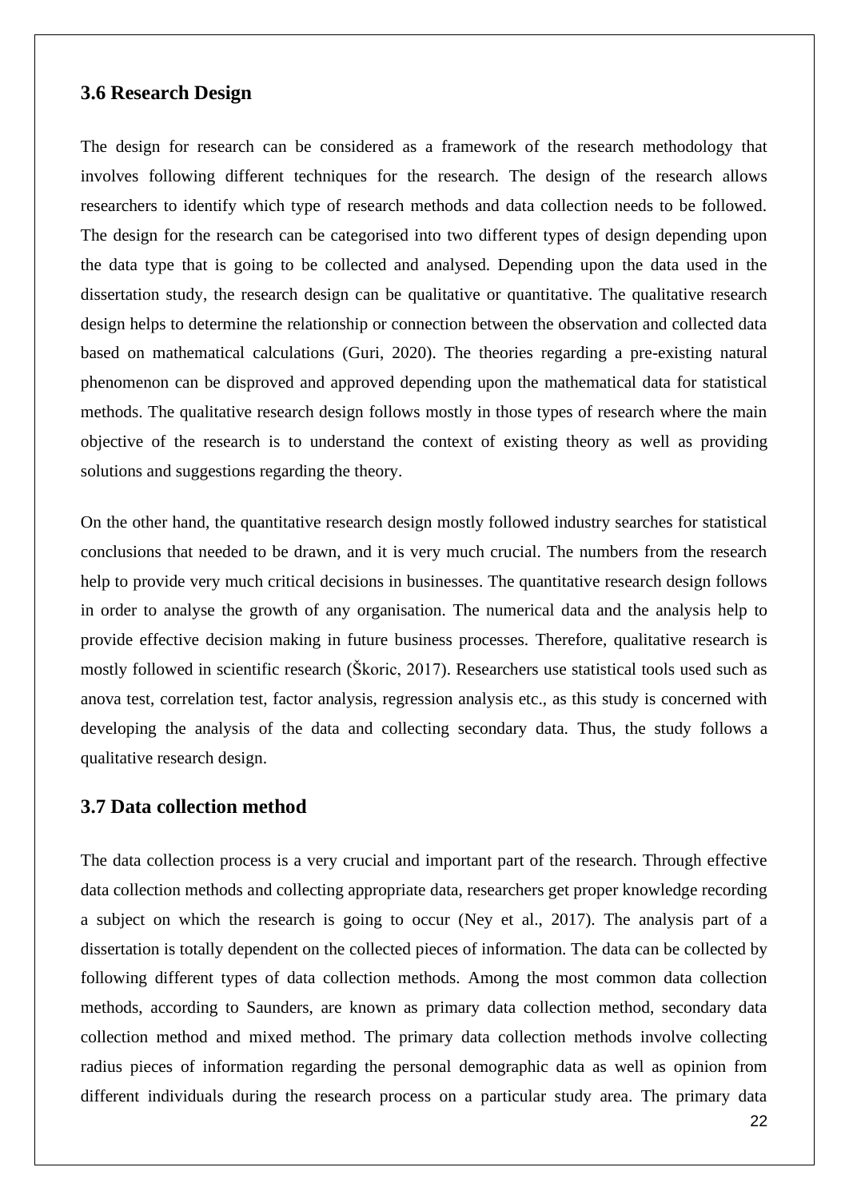### 3.6 Research Design

The design for research can be considered as a framework of the research methodology that involves following different techniques for the research. The design of the research allows researchers to identify which type of research methods and data collection needs to be followed. The design for the research can be categorised into two different types of design depending upon the data type that is going to be collected and analysed. Depending upon the data used in the dissertation study, the research design can be qualitative or quantitative. The qualitative research design helps to determine the relationship or connection between the observation and collected data based on mathematical calculations (Guri, 2020). The theories regarding a pre-existing natural phenomenon can be disproved and approved depending upon the mathematical data for statistical methods. The qualitative research design follows mostly in those types of research where the main objective of the research is to understand the context of existing theory as well as providing solutions and suggestions regarding the theory.

On the other hand, the quantitative research design mostly followed industry searches for statistical conclusions that needed to be drawn, and it is very much crucial. The numbers from the research help to provide very much critical decisions in businesses. The quantitative research design follows in order to analyse the growth of any organisation. The numerical data and the analysis help to provide effective decision making in future business processes. Therefore, qualitative research is mostly followed in scientific research (Škoric, 2017). Researchers use statistical tools used such as anova test, correlation test, factor analysis, regression analysis etc., as this study is concerned with developing the analysis of the data and collecting secondary data. Thus, the study follows a qualitative research design.

### 3.7 Data collection method

The data collection process is a very crucial and important part of the research. Through effective data collection methods and collecting appropriate data, researchers get proper knowledge recording a subject on which the research is going to occur (Ney et al., 2017). The analysis part of a dissertation is totally dependent on the collected pieces of information. The data can be collected by following different types of data collection methods. Among the most common data collection methods, according to Saunders, are known as primary data collection method, secondary data collection method and mixed method. The primary data collection methods involve collecting radius pieces of information regarding the personal demographic data as well as opinion from different individuals during the research process on a particular study area. The primary data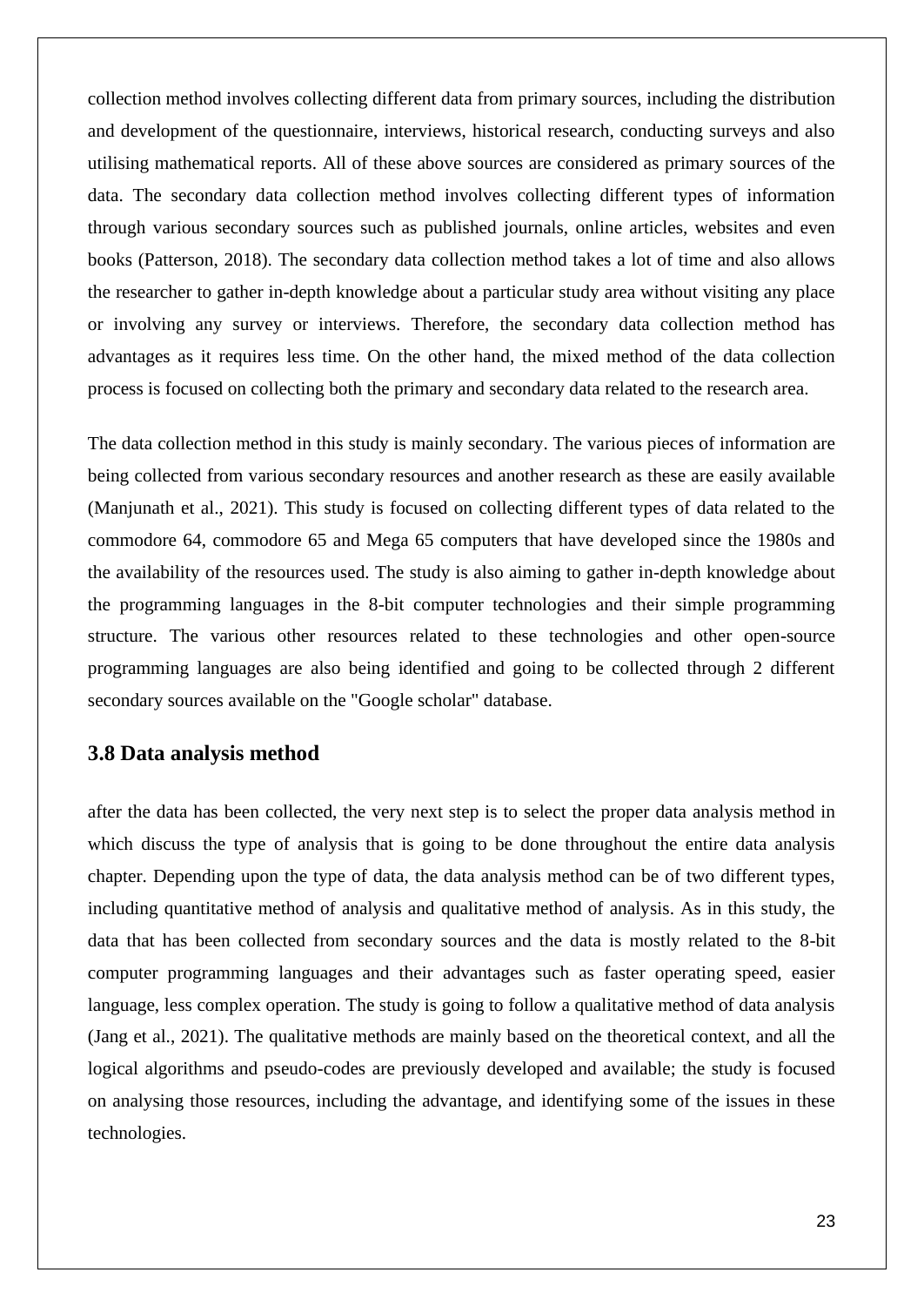collection method involves collecting different data from primary sources, including the distribution and development of the questionnaire, interviews, historical research, conducting surveys and also utilising mathematical reports. All of these above sources are considered as primary sources of the data. The secondary data collection method involves collecting different types of information through various secondary sources such as published journals, online articles, websites and even books (Patterson, 2018). The secondary data collection method takes a lot of time and also allows the researcher to gather in-depth knowledge about a particular study area without visiting any place or involving any survey or interviews. Therefore, the secondary data collection method has advantages as it requires less time. On the other hand, the mixed method of the data collection process is focused on collecting both the primary and secondary data related to the research area.

The data collection method in this study is mainly secondary. The various pieces of information are being collected from various secondary resources and another research as these are easily available (Manjunath et al., 2021). This study is focused on collecting different types of data related to the commodore 64, commodore 65 and Mega 65 computers that have developed since the 1980s and the availability of the resources used. The study is also aiming to gather in-depth knowledge about the programming languages in the 8-bit computer technologies and their simple programming structure. The various other resources related to these technologies and other open-source programming languages are also being identified and going to be collected through 2 different secondary sources available on the "Google scholar" database.

### 3.8 Data analysis method

after the data has been collected, the very next step is to select the proper data analysis method in which discuss the type of analysis that is going to be done throughout the entire data analysis chapter. Depending upon the type of data, the data analysis method can be of two different types, including quantitative method of analysis and qualitative method of analysis. As in this study, the data that has been collected from secondary sources and the data is mostly related to the 8-bit computer programming languages and their advantages such as faster operating speed, easier language, less complex operation. The study is going to follow a qualitative method of data analysis (Jang et al., 2021). The qualitative methods are mainly based on the theoretical context, and all the logical algorithms and pseudo-codes are previously developed and available; the study is focused on analysing those resources, including the advantage, and identifying some of the issues in these technologies.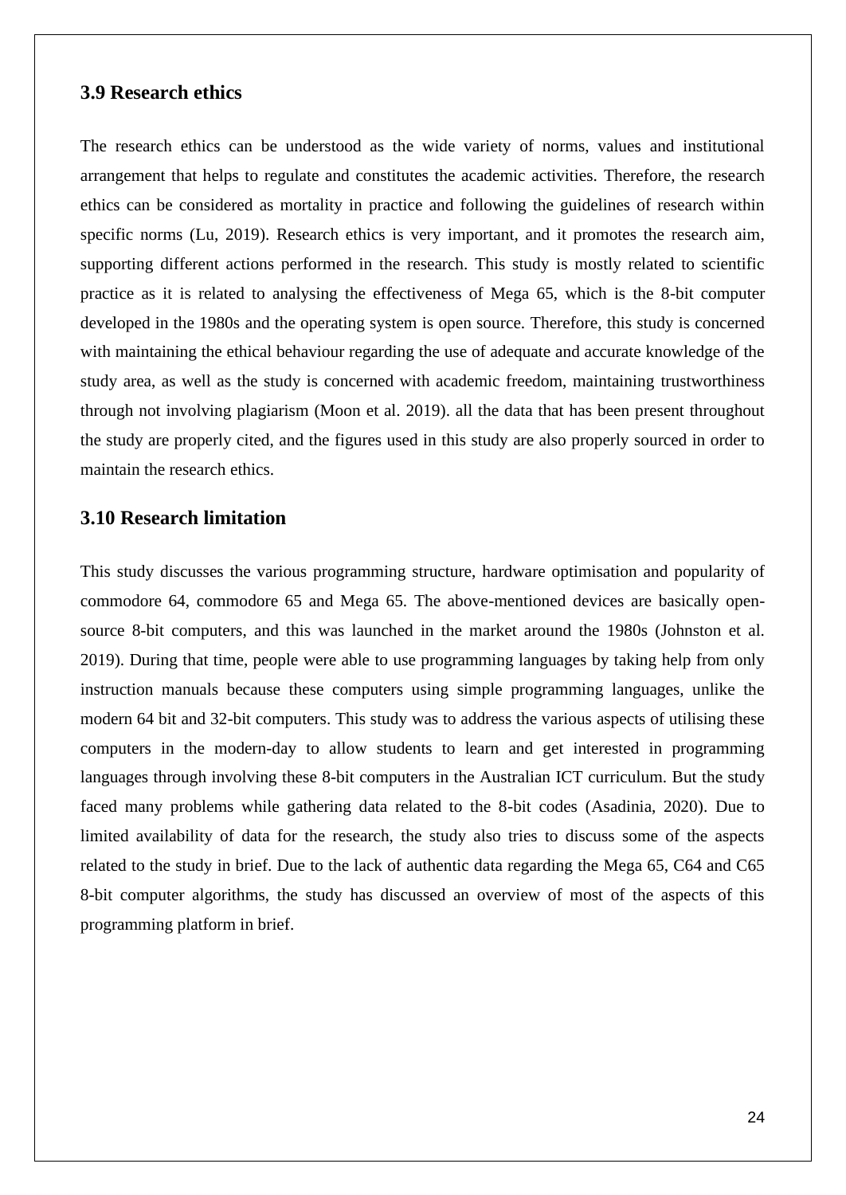### 3.9 Research ethics

The research ethics can be understood as the wide variety of norms, values and institutional arrangement that helps to regulate and constitutes the academic activities. Therefore, the research ethics can be considered as mortality in practice and following the guidelines of research within specific norms (Lu, 2019). Research ethics is very important, and it promotes the research aim, supporting different actions performed in the research. This study is mostly related to scientific practice as it is related to analysing the effectiveness of Mega 65, which is the 8-bit computer developed in the 1980s and the operating system is open source. Therefore, this study is concerned with maintaining the ethical behaviour regarding the use of adequate and accurate knowledge of the study area, as well as the study is concerned with academic freedom, maintaining trustworthiness through not involving plagiarism (Moon et al. 2019). all the data that has been present throughout the study are properly cited, and the figures used in this study are also properly sourced in order to maintain the research ethics.

### 3.10 Research limitation

This study discusses the various programming structure, hardware optimisation and popularity of commodore 64, commodore 65 and Mega 65. The above-mentioned devices are basically open-source 8-bit computers, and this was launched in the market around the 1980s (Johnston et al. 2019). During that time, people were able to use programming languages by taking help from only instruction manuals because these computers using simple programming languages, unlike the modern 64 bit and 32-bit computers. This study was to address the various aspects of utilising these computers in the modern-day to allow students to learn and get interested in programming languages through involving these 8-bit computers in the Australian ICT curriculum. But the study faced many problems while gathering data related to the 8-bit codes (Asadinia, 2020). Due to limited availability of data for the research, the study also tries to discuss some of the aspects related to the study in brief. Due to the lack of authentic data regarding the Mega 65, C64 and C65 8-bit computer algorithms, the study has discussed an overview of most of the aspects of this programming platform in brief.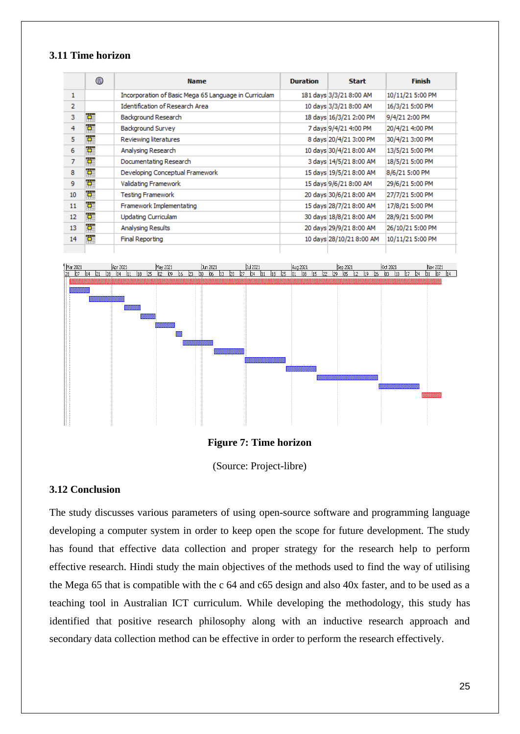### 3.11 Time horizon

| | | Name | Duration | Start | Finish |
|---|---|---|---|---|---|
| 1 | | Incorporation of Basic Mega 65 Language in Curriculam | 181 days | 3/3/21 8:00 AM | 10/11/21 5:00 PM |
| 2 | | Identification of Research Area | 10 days | 3/3/21 8:00 AM | 16/3/21 5:00 PM |
| 3 | | Background Research | 18 days | 16/3/21 2:00 PM | 9/4/21 2:00 PM |
| 4 | | Background Survey | 7 days | 9/4/21 4:00 PM | 20/4/21 4:00 PM |
| 5 | | Reviewing literatures | 8 days | 20/4/21 3:00 PM | 30/4/21 3:00 PM |
| 6 | | Analysing Research | 10 days | 30/4/21 8:00 AM | 13/5/21 5:00 PM |
| 7 | | Documentating Research | 3 days | 14/5/21 8:00 AM | 18/5/21 5:00 PM |
| 8 | | Developing Conceptual Framework | 15 days | 19/5/21 8:00 AM | 8/6/21 5:00 PM |
| 9 | | Validating Framework | 15 days | 9/6/21 8:00 AM | 29/6/21 5:00 PM |
| 10 | | Testing Framework | 20 days | 30/6/21 8:00 AM | 27/7/21 5:00 PM |
| 11 | | Framework Implementating | 15 days | 28/7/21 8:00 AM | 17/8/21 5:00 PM |
| 12 | | Updating Curriculam | 30 days | 18/8/21 8:00 AM | 28/9/21 5:00 PM |
| 13 | | Analysing Results | 20 days | 29/9/21 8:00 AM | 26/10/21 5:00 PM |
| 14 | | Final Reporting | 10 days | 28/10/21 8:00 AM | 10/11/21 5:00 PM |

**Figure 7: Time horizon**

(Source: Project-libre)

### 3.12 Conclusion

The study discusses various parameters of using open-source software and programming language developing a computer system in order to keep open the scope for future development. The study has found that effective data collection and proper strategy for the research help to perform effective research. Hindi study the main objectives of the methods used to find the way of utilising the Mega 65 that is compatible with the c 64 and c65 design and also 40x faster, and to be used as a teaching tool in Australian ICT curriculum. While developing the methodology, this study has identified that positive research philosophy along with an inductive research approach and secondary data collection method can be effective in order to perform the research effectively.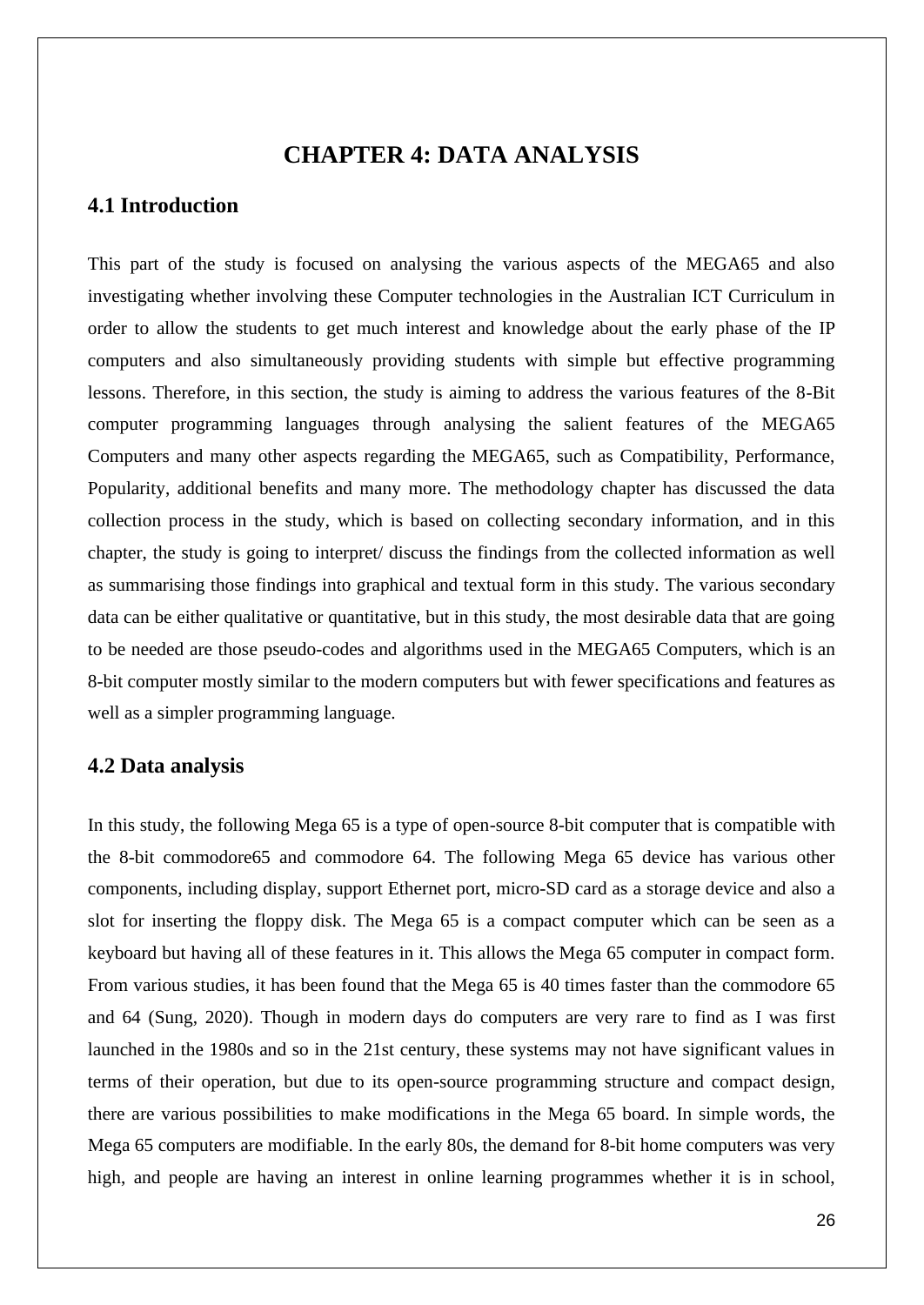# CHAPTER 4: DATA ANALYSIS

## 4.1 Introduction

This part of the study is focused on analysing the various aspects of the MEGA65 and also investigating whether involving these Computer technologies in the Australian ICT Curriculum in order to allow the students to get much interest and knowledge about the early phase of the IP computers and also simultaneously providing students with simple but effective programming lessons. Therefore, in this section, the study is aiming to address the various features of the 8-Bit computer programming languages through analysing the salient features of the MEGA65 Computers and many other aspects regarding the MEGA65, such as Compatibility, Performance, Popularity, additional benefits and many more. The methodology chapter has discussed the data collection process in the study, which is based on collecting secondary information, and in this chapter, the study is going to interpret/ discuss the findings from the collected information as well as summarising those findings into graphical and textual form in this study. The various secondary data can be either qualitative or quantitative, but in this study, the most desirable data that are going to be needed are those pseudo-codes and algorithms used in the MEGA65 Computers, which is an 8-bit computer mostly similar to the modern computers but with fewer specifications and features as well as a simpler programming language.

## 4.2 Data analysis

In this study, the following Mega 65 is a type of open-source 8-bit computer that is compatible with the 8-bit commodore65 and commodore 64. The following Mega 65 device has various other components, including display, support Ethernet port, micro-SD card as a storage device and also a slot for inserting the floppy disk. The Mega 65 is a compact computer which can be seen as a keyboard but having all of these features in it. This allows the Mega 65 computer in compact form. From various studies, it has been found that the Mega 65 is 40 times faster than the commodore 65 and 64 (Sung, 2020). Though in modern days do computers are very rare to find as I was first launched in the 1980s and so in the 21st century, these systems may not have significant values in terms of their operation, but due to its open-source programming structure and compact design, there are various possibilities to make modifications in the Mega 65 board. In simple words, the Mega 65 computers are modifiable. In the early 80s, the demand for 8-bit home computers was very high, and people are having an interest in online learning programmes whether it is in school,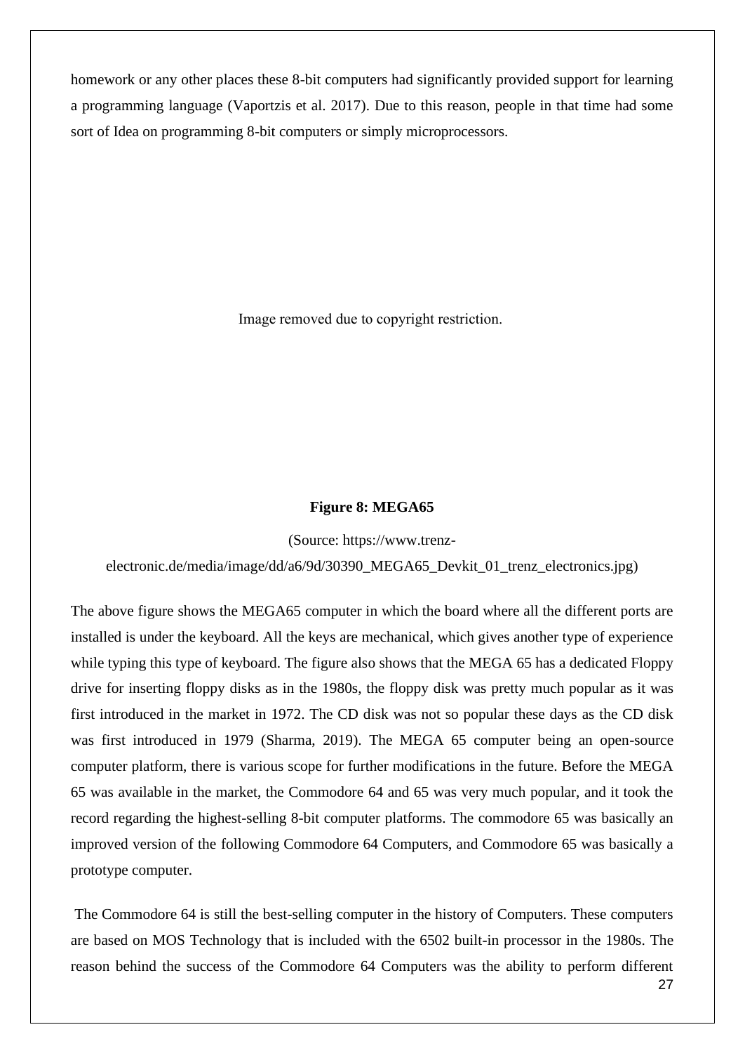homework or any other places these 8-bit computers had significantly provided support for learning a programming language (Vaportzis et al. 2017). Due to this reason, people in that time had some sort of Idea on programming 8-bit computers or simply microprocessors.

Image removed due to copyright restriction.

**Figure 8: MEGA65**

(Source: https://www.trenz-electronic.de/media/image/dd/a6/9d/30390_MEGA65_Devkit_01_trenz_electronics.jpg)

The above figure shows the MEGA65 computer in which the board where all the different ports are installed is under the keyboard. All the keys are mechanical, which gives another type of experience while typing this type of keyboard. The figure also shows that the MEGA 65 has a dedicated Floppy drive for inserting floppy disks as in the 1980s, the floppy disk was pretty much popular as it was first introduced in the market in 1972. The CD disk was not so popular these days as the CD disk was first introduced in 1979 (Sharma, 2019). The MEGA 65 computer being an open-source computer platform, there is various scope for further modifications in the future. Before the MEGA 65 was available in the market, the Commodore 64 and 65 was very much popular, and it took the record regarding the highest-selling 8-bit computer platforms. The commodore 65 was basically an improved version of the following Commodore 64 Computers, and Commodore 65 was basically a prototype computer.

The Commodore 64 is still the best-selling computer in the history of Computers. These computers are based on MOS Technology that is included with the 6502 built-in processor in the 1980s. The reason behind the success of the Commodore 64 Computers was the ability to perform different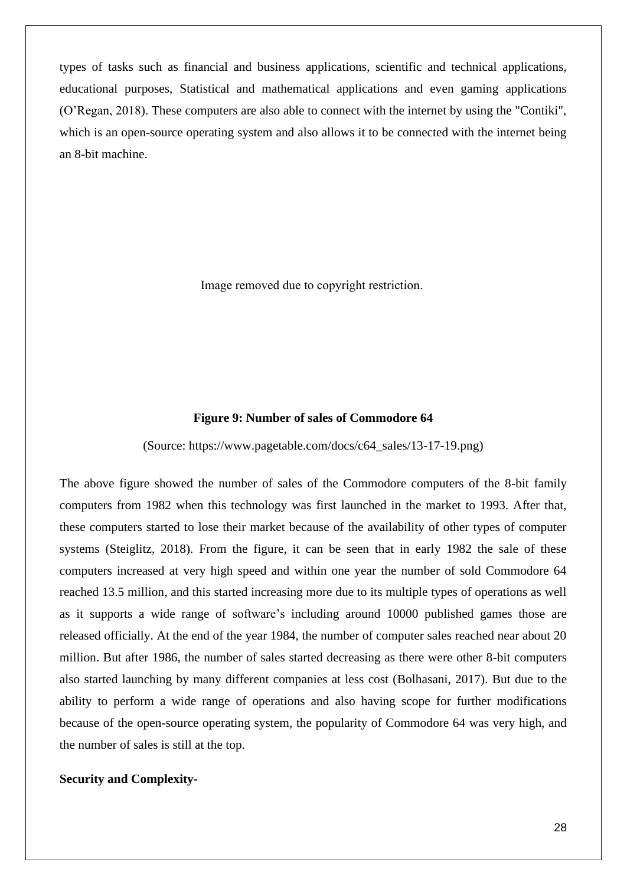types of tasks such as financial and business applications, scientific and technical applications, educational purposes, Statistical and mathematical applications and even gaming applications (O'Regan, 2018). These computers are also able to connect with the internet by using the "Contiki", which is an open-source operating system and also allows it to be connected with the internet being an 8-bit machine.

Image removed due to copyright restriction.

**Figure 9: Number of sales of Commodore 64**

(Source: https://www.pagetable.com/docs/c64_sales/13-17-19.png)

The above figure showed the number of sales of the Commodore computers of the 8-bit family computers from 1982 when this technology was first launched in the market to 1993. After that, these computers started to lose their market because of the availability of other types of computer systems (Steiglitz, 2018). From the figure, it can be seen that in early 1982 the sale of these computers increased at very high speed and within one year the number of sold Commodore 64 reached 13.5 million, and this started increasing more due to its multiple types of operations as well as it supports a wide range of software's including around 10000 published games those are released officially. At the end of the year 1984, the number of computer sales reached near about 20 million. But after 1986, the number of sales started decreasing as there were other 8-bit computers also started launching by many different companies at less cost (Bolhasani, 2017). But due to the ability to perform a wide range of operations and also having scope for further modifications because of the open-source operating system, the popularity of Commodore 64 was very high, and the number of sales is still at the top.

**Security and Complexity-**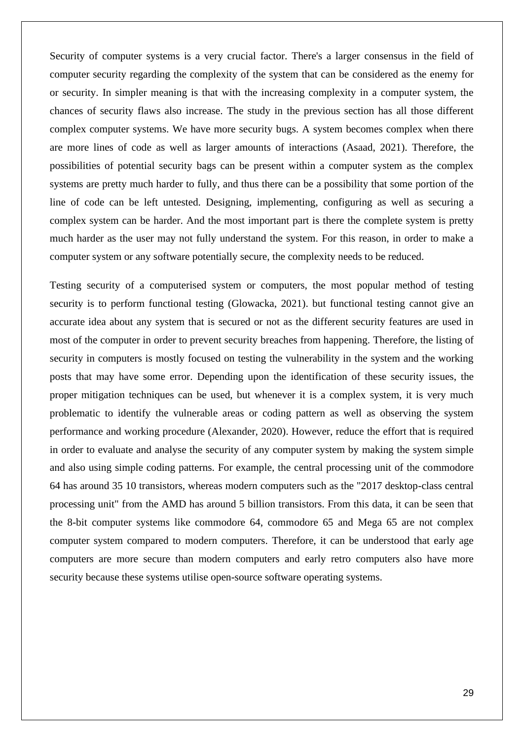Security of computer systems is a very crucial factor. There's a larger consensus in the field of computer security regarding the complexity of the system that can be considered as the enemy for or security. In simpler meaning is that with the increasing complexity in a computer system, the chances of security flaws also increase. The study in the previous section has all those different complex computer systems. We have more security bugs. A system becomes complex when there are more lines of code as well as larger amounts of interactions (Asaad, 2021). Therefore, the possibilities of potential security bags can be present within a computer system as the complex systems are pretty much harder to fully, and thus there can be a possibility that some portion of the line of code can be left untested. Designing, implementing, configuring as well as securing a complex system can be harder. And the most important part is there the complete system is pretty much harder as the user may not fully understand the system. For this reason, in order to make a computer system or any software potentially secure, the complexity needs to be reduced.

Testing security of a computerised system or computers, the most popular method of testing security is to perform functional testing (Glowacka, 2021). but functional testing cannot give an accurate idea about any system that is secured or not as the different security features are used in most of the computer in order to prevent security breaches from happening. Therefore, the listing of security in computers is mostly focused on testing the vulnerability in the system and the working posts that may have some error. Depending upon the identification of these security issues, the proper mitigation techniques can be used, but whenever it is a complex system, it is very much problematic to identify the vulnerable areas or coding pattern as well as observing the system performance and working procedure (Alexander, 2020). However, reduce the effort that is required in order to evaluate and analyse the security of any computer system by making the system simple and also using simple coding patterns. For example, the central processing unit of the commodore 64 has around 35 10 transistors, whereas modern computers such as the "2017 desktop-class central processing unit" from the AMD has around 5 billion transistors. From this data, it can be seen that the 8-bit computer systems like commodore 64, commodore 65 and Mega 65 are not complex computer system compared to modern computers. Therefore, it can be understood that early age computers are more secure than modern computers and early retro computers also have more security because these systems utilise open-source software operating systems.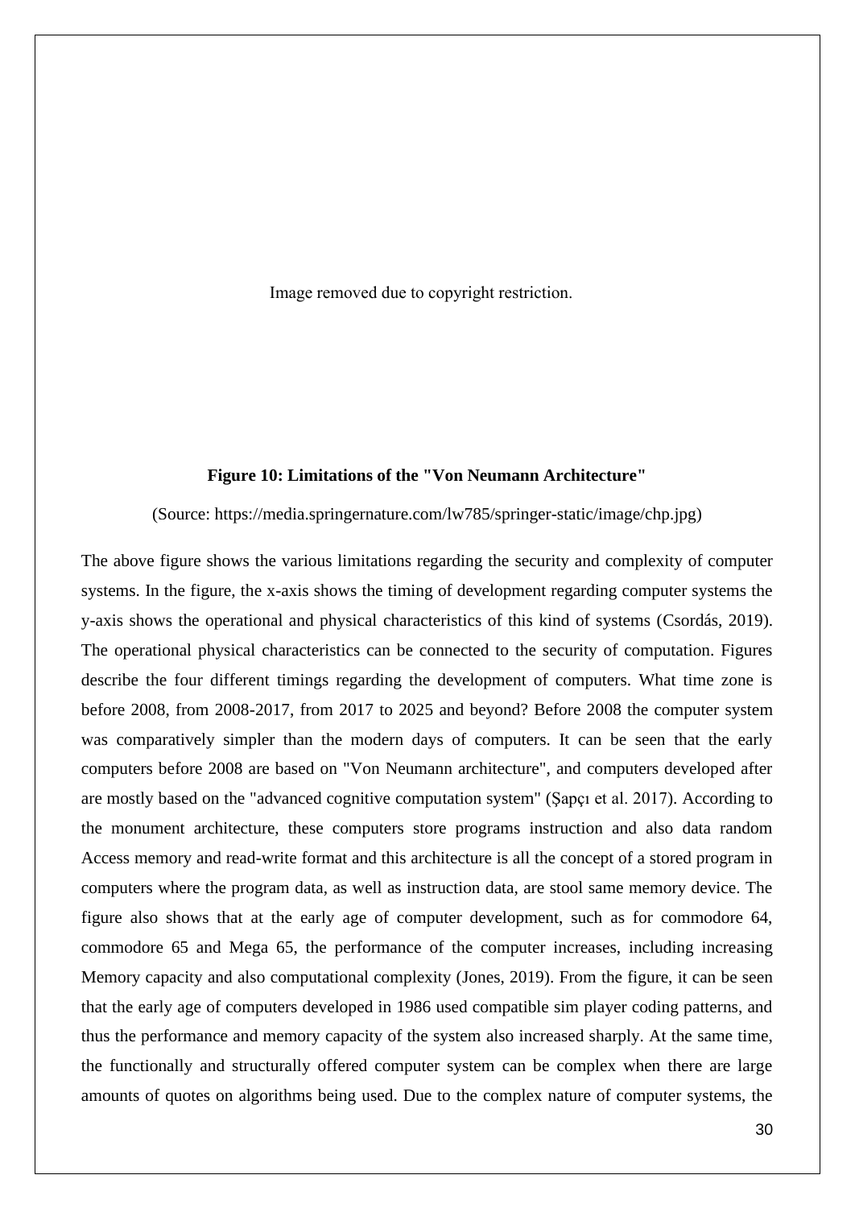Image removed due to copyright restriction.

**Figure 10: Limitations of the "Von Neumann Architecture"**

(Source: https://media.springernature.com/lw785/springer-static/image/chp.jpg)

The above figure shows the various limitations regarding the security and complexity of computer systems. In the figure, the x-axis shows the timing of development regarding computer systems the y-axis shows the operational and physical characteristics of this kind of systems (Csordás, 2019). The operational physical characteristics can be connected to the security of computation. Figures describe the four different timings regarding the development of computers. What time zone is before 2008, from 2008-2017, from 2017 to 2025 and beyond? Before 2008 the computer system was comparatively simpler than the modern days of computers. It can be seen that the early computers before 2008 are based on "Von Neumann architecture", and computers developed after are mostly based on the "advanced cognitive computation system" (Şapçı et al. 2017). According to the monument architecture, these computers store programs instruction and also data random Access memory and read-write format and this architecture is all the concept of a stored program in computers where the program data, as well as instruction data, are stool same memory device. The figure also shows that at the early age of computer development, such as for commodore 64, commodore 65 and Mega 65, the performance of the computer increases, including increasing Memory capacity and also computational complexity (Jones, 2019). From the figure, it can be seen that the early age of computers developed in 1986 used compatible sim player coding patterns, and thus the performance and memory capacity of the system also increased sharply. At the same time, the functionally and structurally offered computer system can be complex when there are large amounts of quotes on algorithms being used. Due to the complex nature of computer systems, the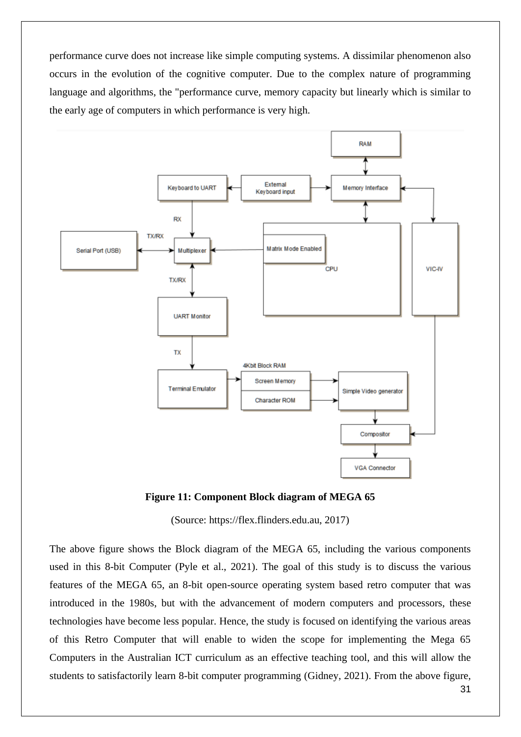performance curve does not increase like simple computing systems. A dissimilar phenomenon also occurs in the evolution of the cognitive computer. Due to the complex nature of programming language and algorithms, the "performance curve, memory capacity but linearly which is similar to the early age of computers in which performance is very high.

**Figure 11: Component Block diagram of MEGA 65**

(Source: https://flex.flinders.edu.au, 2017)

The above figure shows the Block diagram of the MEGA 65, including the various components used in this 8-bit Computer (Pyle et al., 2021). The goal of this study is to discuss the various features of the MEGA 65, an 8-bit open-source operating system based retro computer that was introduced in the 1980s, but with the advancement of modern computers and processors, these technologies have become less popular. Hence, the study is focused on identifying the various areas of this Retro Computer that will enable to widen the scope for implementing the Mega 65 Computers in the Australian ICT curriculum as an effective teaching tool, and this will allow the students to satisfactorily learn 8-bit computer programming (Gidney, 2021). From the above figure,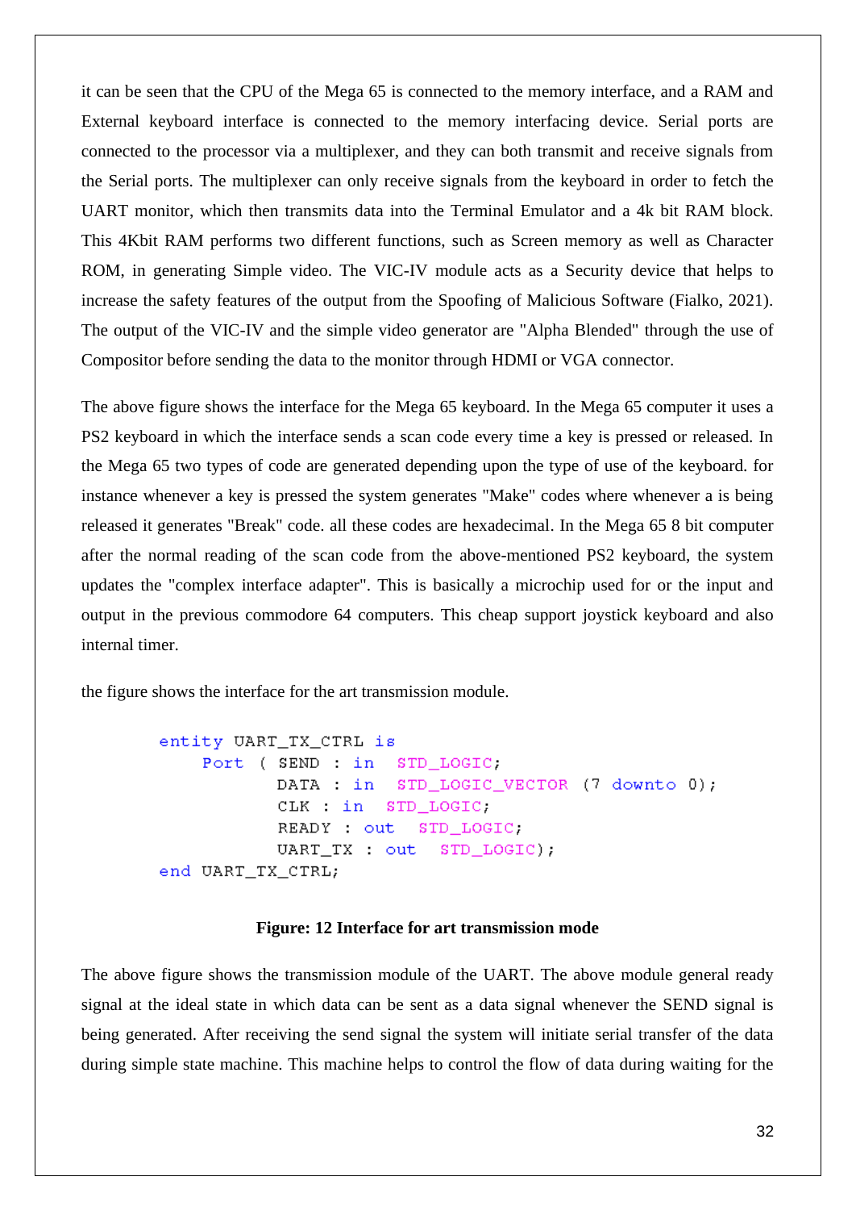it can be seen that the CPU of the Mega 65 is connected to the memory interface, and a RAM and External keyboard interface is connected to the memory interfacing device. Serial ports are connected to the processor via a multiplexer, and they can both transmit and receive signals from the Serial ports. The multiplexer can only receive signals from the keyboard in order to fetch the UART monitor, which then transmits data into the Terminal Emulator and a 4k bit RAM block. This 4Kbit RAM performs two different functions, such as Screen memory as well as Character ROM, in generating Simple video. The VIC-IV module acts as a Security device that helps to increase the safety features of the output from the Spoofing of Malicious Software (Fialko, 2021). The output of the VIC-IV and the simple video generator are "Alpha Blended" through the use of Compositor before sending the data to the monitor through HDMI or VGA connector.

The above figure shows the interface for the Mega 65 keyboard. In the Mega 65 computer it uses a PS2 keyboard in which the interface sends a scan code every time a key is pressed or released. In the Mega 65 two types of code are generated depending upon the type of use of the keyboard. for instance whenever a key is pressed the system generates "Make" codes where whenever a is being released it generates "Break" code. all these codes are hexadecimal. In the Mega 65 8 bit computer after the normal reading of the scan code from the above-mentioned PS2 keyboard, the system updates the "complex interface adapter". This is basically a microchip used for or the input and output in the previous commodore 64 computers. This cheap support joystick keyboard and also internal timer.

the figure shows the interface for the art transmission module.

```
entity UART_TX_CTRL is
    Port ( SEND : in  STD_LOGIC;
           DATA : in  STD_LOGIC_VECTOR (7 downto 0);
           CLK : in  STD_LOGIC;
           READY : out  STD_LOGIC;
           UART_TX : out  STD_LOGIC);
end UART_TX_CTRL;
```

**Figure: 12 Interface for art transmission mode**

The above figure shows the transmission module of the UART. The above module general ready signal at the ideal state in which data can be sent as a data signal whenever the SEND signal is being generated. After receiving the send signal the system will initiate serial transfer of the data during simple state machine. This machine helps to control the flow of data during waiting for the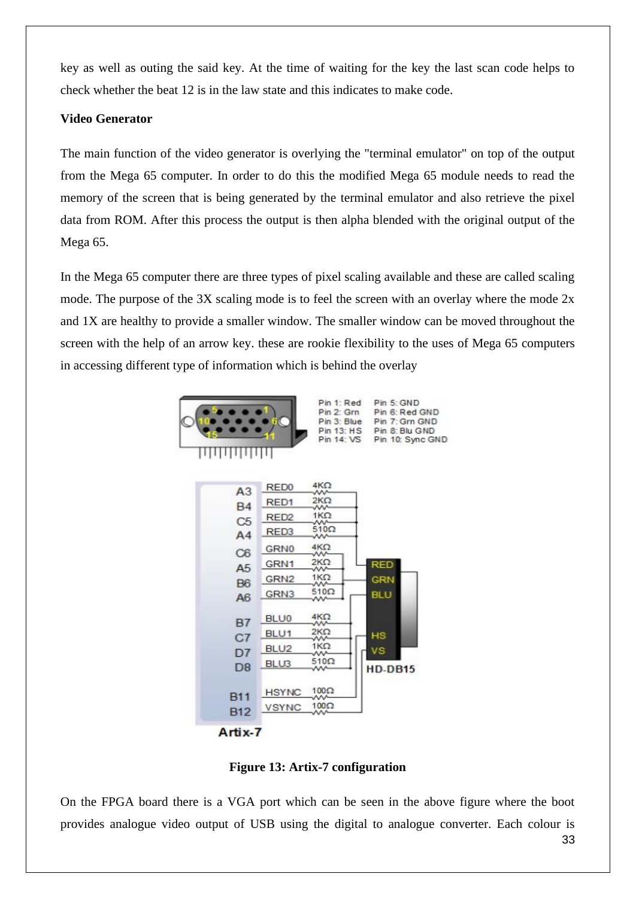key as well as outing the said key. At the time of waiting for the key the last scan code helps to check whether the beat 12 is in the law state and this indicates to make code.

**Video Generator**

The main function of the video generator is overlying the "terminal emulator" on top of the output from the Mega 65 computer. In order to do this the modified Mega 65 module needs to read the memory of the screen that is being generated by the terminal emulator and also retrieve the pixel data from ROM. After this process the output is then alpha blended with the original output of the Mega 65.

In the Mega 65 computer there are three types of pixel scaling available and these are called scaling mode. The purpose of the 3X scaling mode is to feel the screen with an overlay where the mode 2x and 1X are healthy to provide a smaller window. The smaller window can be moved throughout the screen with the help of an arrow key. these are rookie flexibility to the uses of Mega 65 computers in accessing different type of information which is behind the overlay

**Figure 13: Artix-7 configuration**

On the FPGA board there is a VGA port which can be seen in the above figure where the boot provides analogue video output of USB using the digital to analogue converter. Each colour is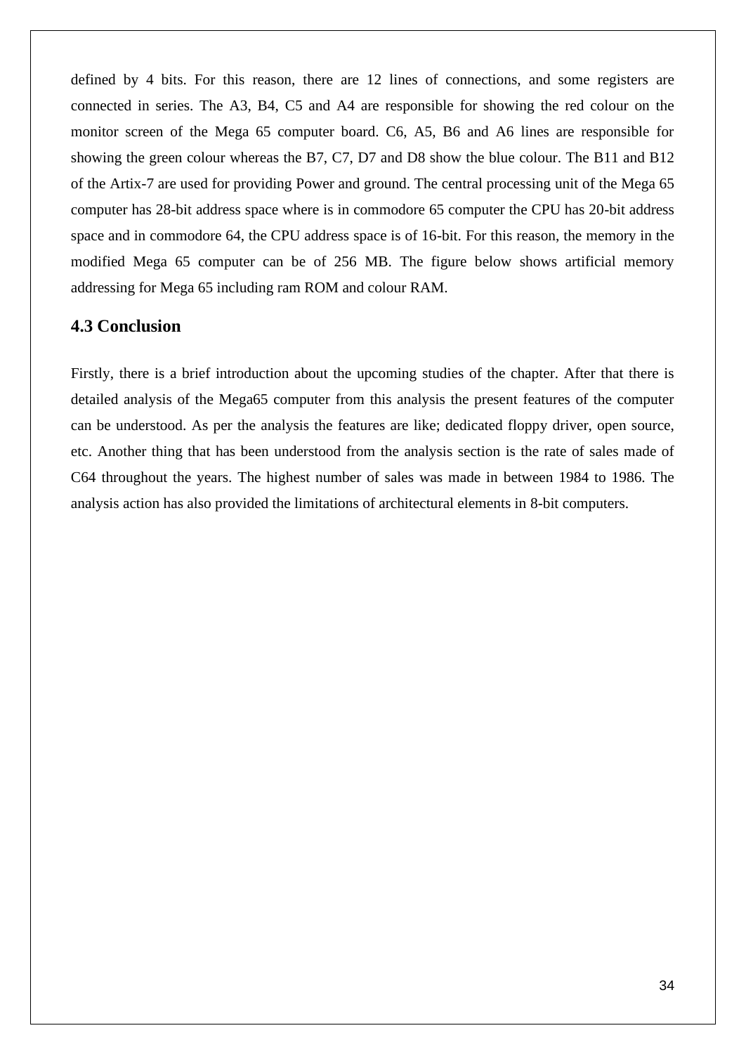defined by 4 bits. For this reason, there are 12 lines of connections, and some registers are connected in series. The A3, B4, C5 and A4 are responsible for showing the red colour on the monitor screen of the Mega 65 computer board. C6, A5, B6 and A6 lines are responsible for showing the green colour whereas the B7, C7, D7 and D8 show the blue colour. The B11 and B12 of the Artix-7 are used for providing Power and ground. The central processing unit of the Mega 65 computer has 28-bit address space where is in commodore 65 computer the CPU has 20-bit address space and in commodore 64, the CPU address space is of 16-bit. For this reason, the memory in the modified Mega 65 computer can be of 256 MB. The figure below shows artificial memory addressing for Mega 65 including ram ROM and colour RAM.

### 4.3 Conclusion

Firstly, there is a brief introduction about the upcoming studies of the chapter. After that there is detailed analysis of the Mega65 computer from this analysis the present features of the computer can be understood. As per the analysis the features are like; dedicated floppy driver, open source, etc. Another thing that has been understood from the analysis section is the rate of sales made of C64 throughout the years. The highest number of sales was made in between 1984 to 1986. The analysis action has also provided the limitations of architectural elements in 8-bit computers.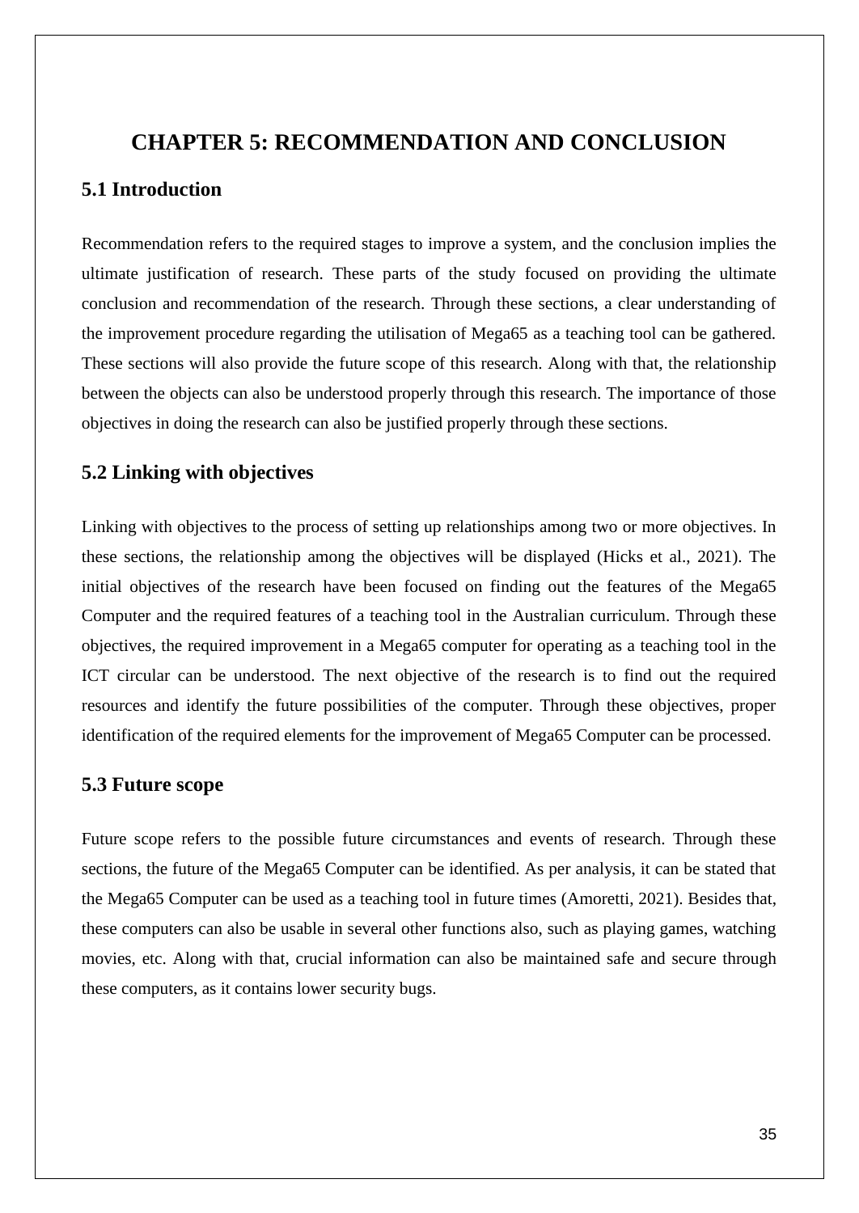# CHAPTER 5: RECOMMENDATION AND CONCLUSION

## 5.1 Introduction

Recommendation refers to the required stages to improve a system, and the conclusion implies the ultimate justification of research. These parts of the study focused on providing the ultimate conclusion and recommendation of the research. Through these sections, a clear understanding of the improvement procedure regarding the utilisation of Mega65 as a teaching tool can be gathered. These sections will also provide the future scope of this research. Along with that, the relationship between the objects can also be understood properly through this research. The importance of those objectives in doing the research can also be justified properly through these sections.

## 5.2 Linking with objectives

Linking with objectives to the process of setting up relationships among two or more objectives. In these sections, the relationship among the objectives will be displayed (Hicks et al., 2021). The initial objectives of the research have been focused on finding out the features of the Mega65 Computer and the required features of a teaching tool in the Australian curriculum. Through these objectives, the required improvement in a Mega65 computer for operating as a teaching tool in the ICT circular can be understood. The next objective of the research is to find out the required resources and identify the future possibilities of the computer. Through these objectives, proper identification of the required elements for the improvement of Mega65 Computer can be processed.

## 5.3 Future scope

Future scope refers to the possible future circumstances and events of research. Through these sections, the future of the Mega65 Computer can be identified. As per analysis, it can be stated that the Mega65 Computer can be used as a teaching tool in future times (Amoretti, 2021). Besides that, these computers can also be usable in several other functions also, such as playing games, watching movies, etc. Along with that, crucial information can also be maintained safe and secure through these computers, as it contains lower security bugs.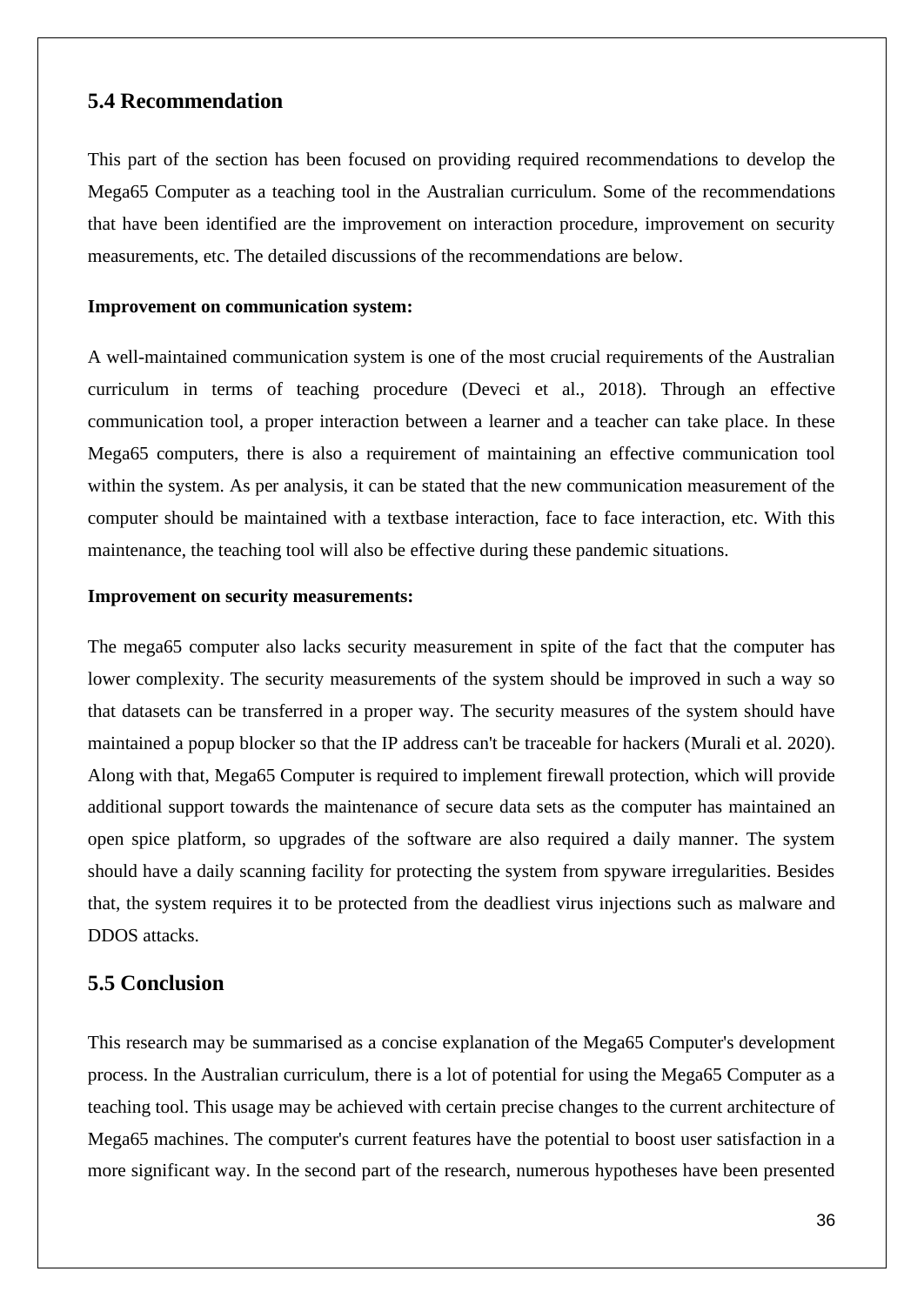## 5.4 Recommendation

This part of the section has been focused on providing required recommendations to develop the Mega65 Computer as a teaching tool in the Australian curriculum. Some of the recommendations that have been identified are the improvement on interaction procedure, improvement on security measurements, etc. The detailed discussions of the recommendations are below.

**Improvement on communication system:**

A well-maintained communication system is one of the most crucial requirements of the Australian curriculum in terms of teaching procedure (Deveci et al., 2018). Through an effective communication tool, a proper interaction between a learner and a teacher can take place. In these Mega65 computers, there is also a requirement of maintaining an effective communication tool within the system. As per analysis, it can be stated that the new communication measurement of the computer should be maintained with a textbase interaction, face to face interaction, etc. With this maintenance, the teaching tool will also be effective during these pandemic situations.

**Improvement on security measurements:**

The mega65 computer also lacks security measurement in spite of the fact that the computer has lower complexity. The security measurements of the system should be improved in such a way so that datasets can be transferred in a proper way. The security measures of the system should have maintained a popup blocker so that the IP address can't be traceable for hackers (Murali et al. 2020). Along with that, Mega65 Computer is required to implement firewall protection, which will provide additional support towards the maintenance of secure data sets as the computer has maintained an open spice platform, so upgrades of the software are also required a daily manner. The system should have a daily scanning facility for protecting the system from spyware irregularities. Besides that, the system requires it to be protected from the deadliest virus injections such as malware and DDOS attacks.

## 5.5 Conclusion

This research may be summarised as a concise explanation of the Mega65 Computer's development process. In the Australian curriculum, there is a lot of potential for using the Mega65 Computer as a teaching tool. This usage may be achieved with certain precise changes to the current architecture of Mega65 machines. The computer's current features have the potential to boost user satisfaction in a more significant way. In the second part of the research, numerous hypotheses have been presented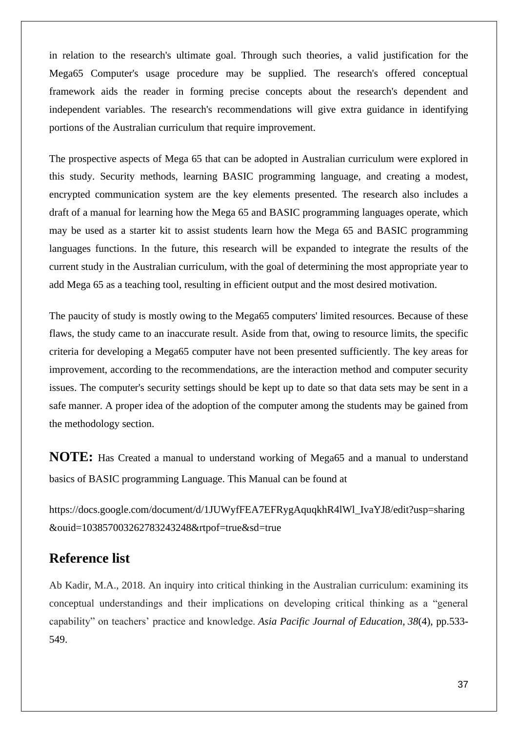in relation to the research's ultimate goal. Through such theories, a valid justification for the Mega65 Computer's usage procedure may be supplied. The research's offered conceptual framework aids the reader in forming precise concepts about the research's dependent and independent variables. The research's recommendations will give extra guidance in identifying portions of the Australian curriculum that require improvement.

The prospective aspects of Mega 65 that can be adopted in Australian curriculum were explored in this study. Security methods, learning BASIC programming language, and creating a modest, encrypted communication system are the key elements presented. The research also includes a draft of a manual for learning how the Mega 65 and BASIC programming languages operate, which may be used as a starter kit to assist students learn how the Mega 65 and BASIC programming languages functions. In the future, this research will be expanded to integrate the results of the current study in the Australian curriculum, with the goal of determining the most appropriate year to add Mega 65 as a teaching tool, resulting in efficient output and the most desired motivation.

The paucity of study is mostly owing to the Mega65 computers' limited resources. Because of these flaws, the study came to an inaccurate result. Aside from that, owing to resource limits, the specific criteria for developing a Mega65 computer have not been presented sufficiently. The key areas for improvement, according to the recommendations, are the interaction method and computer security issues. The computer's security settings should be kept up to date so that data sets may be sent in a safe manner. A proper idea of the adoption of the computer among the students may be gained from the methodology section.

**NOTE:** Has Created a manual to understand working of Mega65 and a manual to understand basics of BASIC programming Language. This Manual can be found at

https://docs.google.com/document/d/1JUWyfFEA7EFRygAquqkhR4lWl_IvaYJ8/edit?usp=sharing&ouid=103857003262783243248&rtpof=true&sd=true

## Reference list

Ab Kadir, M.A., 2018. An inquiry into critical thinking in the Australian curriculum: examining its conceptual understandings and their implications on developing critical thinking as a "general capability" on teachers' practice and knowledge. *Asia Pacific Journal of Education*, *38*(4), pp.533-549.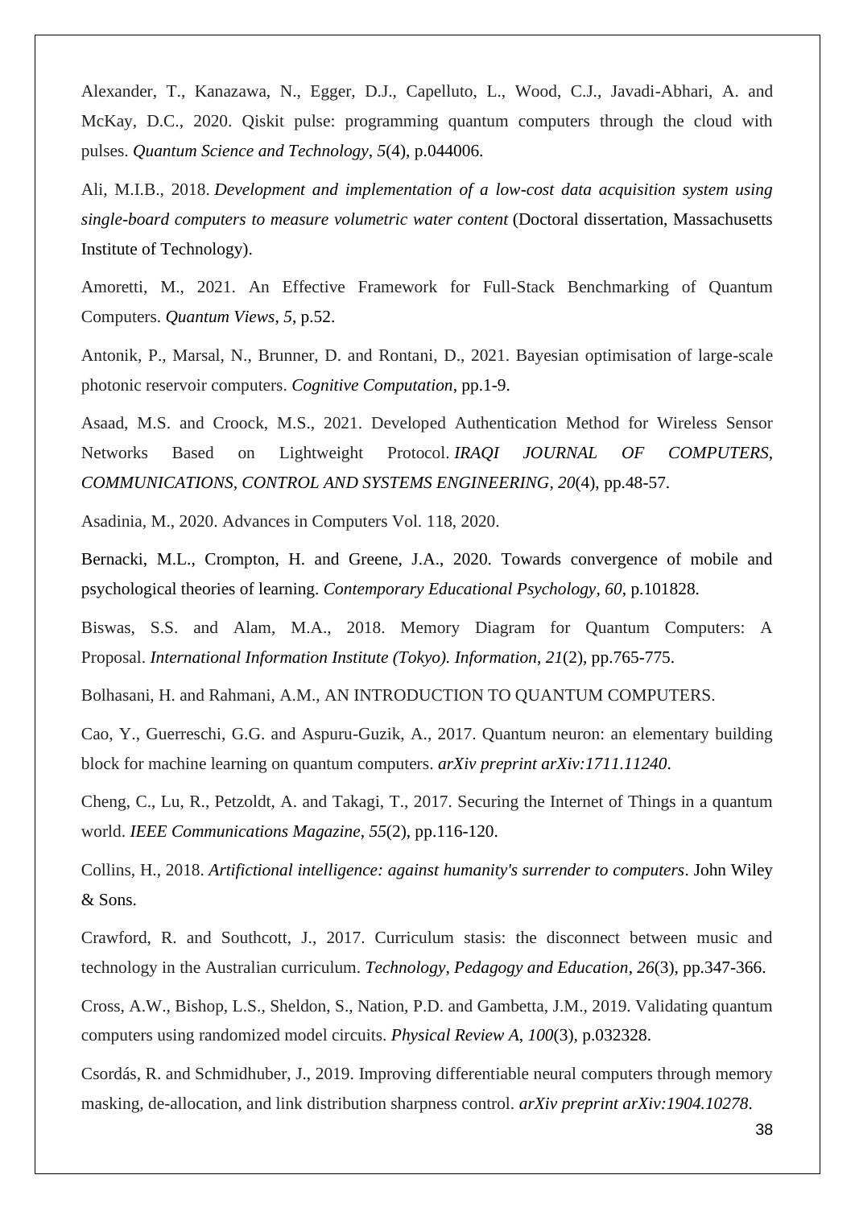Alexander, T., Kanazawa, N., Egger, D.J., Capelluto, L., Wood, C.J., Javadi-Abhari, A. and McKay, D.C., 2020. Qiskit pulse: programming quantum computers through the cloud with pulses. *Quantum Science and Technology*, *5*(4), p.044006.

Ali, M.I.B., 2018. *Development and implementation of a low-cost data acquisition system using single-board computers to measure volumetric water content* (Doctoral dissertation, Massachusetts Institute of Technology).

Amoretti, M., 2021. An Effective Framework for Full-Stack Benchmarking of Quantum Computers. *Quantum Views*, *5*, p.52.

Antonik, P., Marsal, N., Brunner, D. and Rontani, D., 2021. Bayesian optimisation of large-scale photonic reservoir computers. *Cognitive Computation*, pp.1-9.

Asaad, M.S. and Croock, M.S., 2021. Developed Authentication Method for Wireless Sensor Networks Based on Lightweight Protocol. *IRAQI JOURNAL OF COMPUTERS, COMMUNICATIONS, CONTROL AND SYSTEMS ENGINEERING*, *20*(4), pp.48-57.

Asadinia, M., 2020. Advances in Computers Vol. 118, 2020.

Bernacki, M.L., Crompton, H. and Greene, J.A., 2020. Towards convergence of mobile and psychological theories of learning. *Contemporary Educational Psychology*, *60*, p.101828.

Biswas, S.S. and Alam, M.A., 2018. Memory Diagram for Quantum Computers: A Proposal. *International Information Institute (Tokyo). Information*, *21*(2), pp.765-775.

Bolhasani, H. and Rahmani, A.M., AN INTRODUCTION TO QUANTUM COMPUTERS.

Cao, Y., Guerreschi, G.G. and Aspuru-Guzik, A., 2017. Quantum neuron: an elementary building block for machine learning on quantum computers. *arXiv preprint arXiv:1711.11240*.

Cheng, C., Lu, R., Petzoldt, A. and Takagi, T., 2017. Securing the Internet of Things in a quantum world. *IEEE Communications Magazine*, *55*(2), pp.116-120.

Collins, H., 2018. *Artifictional intelligence: against humanity's surrender to computers*. John Wiley & Sons.

Crawford, R. and Southcott, J., 2017. Curriculum stasis: the disconnect between music and technology in the Australian curriculum. *Technology, Pedagogy and Education*, *26*(3), pp.347-366.

Cross, A.W., Bishop, L.S., Sheldon, S., Nation, P.D. and Gambetta, J.M., 2019. Validating quantum computers using randomized model circuits. *Physical Review A*, *100*(3), p.032328.

Csordás, R. and Schmidhuber, J., 2019. Improving differentiable neural computers through memory masking, de-allocation, and link distribution sharpness control. *arXiv preprint arXiv:1904.10278*.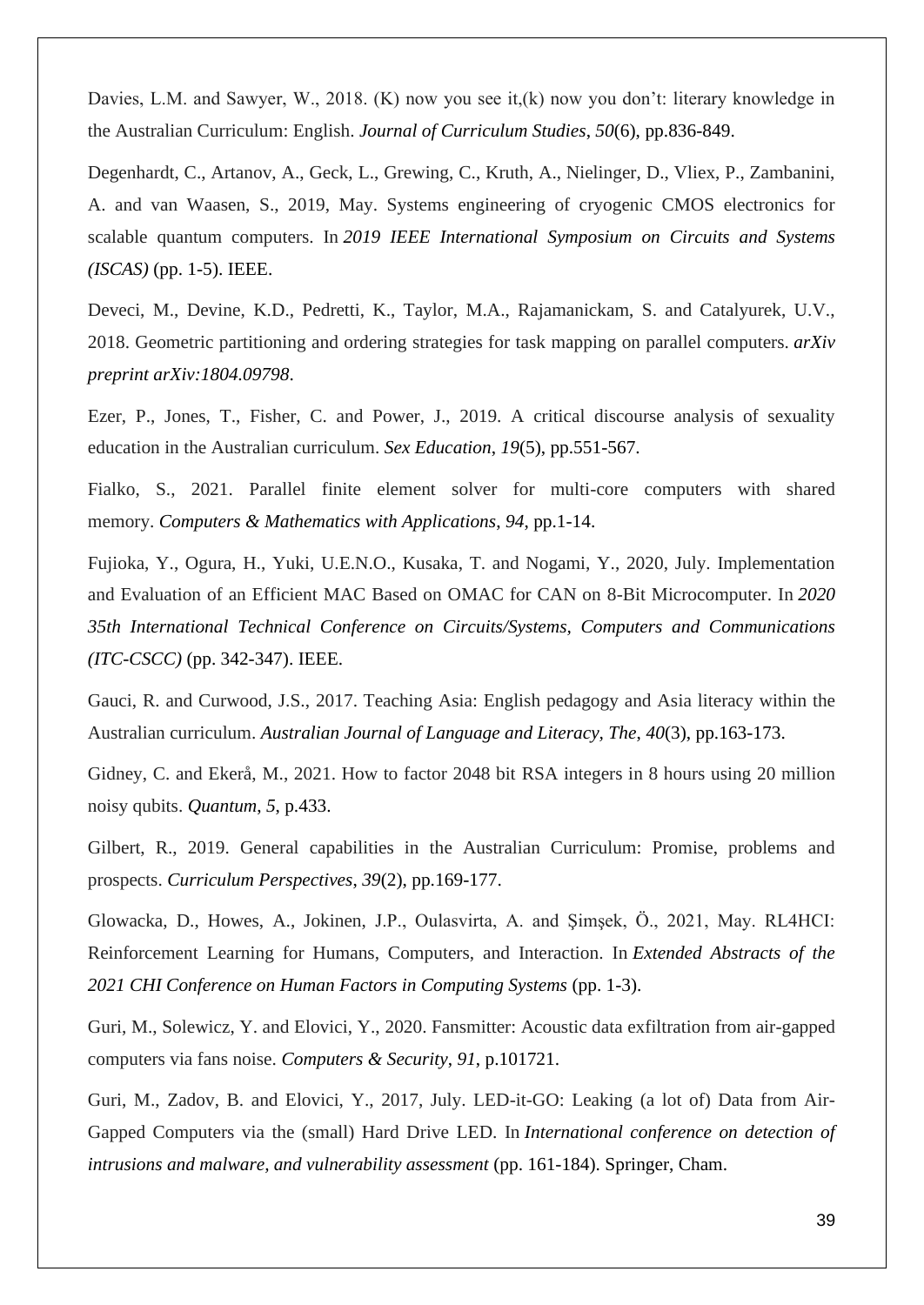Davies, L.M. and Sawyer, W., 2018. (K) now you see it,(k) now you don't: literary knowledge in the Australian Curriculum: English. *Journal of Curriculum Studies*, *50*(6), pp.836-849.

Degenhardt, C., Artanov, A., Geck, L., Grewing, C., Kruth, A., Nielinger, D., Vliex, P., Zambanini, A. and van Waasen, S., 2019, May. Systems engineering of cryogenic CMOS electronics for scalable quantum computers. In *2019 IEEE International Symposium on Circuits and Systems (ISCAS)* (pp. 1-5). IEEE.

Deveci, M., Devine, K.D., Pedretti, K., Taylor, M.A., Rajamanickam, S. and Catalyurek, U.V., 2018. Geometric partitioning and ordering strategies for task mapping on parallel computers. *arXiv preprint arXiv:1804.09798*.

Ezer, P., Jones, T., Fisher, C. and Power, J., 2019. A critical discourse analysis of sexuality education in the Australian curriculum. *Sex Education*, *19*(5), pp.551-567.

Fialko, S., 2021. Parallel finite element solver for multi-core computers with shared memory. *Computers & Mathematics with Applications*, *94*, pp.1-14.

Fujioka, Y., Ogura, H., Yuki, U.E.N.O., Kusaka, T. and Nogami, Y., 2020, July. Implementation and Evaluation of an Efficient MAC Based on OMAC for CAN on 8-Bit Microcomputer. In *2020 35th International Technical Conference on Circuits/Systems, Computers and Communications (ITC-CSCC)* (pp. 342-347). IEEE.

Gauci, R. and Curwood, J.S., 2017. Teaching Asia: English pedagogy and Asia literacy within the Australian curriculum. *Australian Journal of Language and Literacy, The*, *40*(3), pp.163-173.

Gidney, C. and Ekerå, M., 2021. How to factor 2048 bit RSA integers in 8 hours using 20 million noisy qubits. *Quantum*, *5*, p.433.

Gilbert, R., 2019. General capabilities in the Australian Curriculum: Promise, problems and prospects. *Curriculum Perspectives*, *39*(2), pp.169-177.

Glowacka, D., Howes, A., Jokinen, J.P., Oulasvirta, A. and Şimşek, Ö., 2021, May. RL4HCI: Reinforcement Learning for Humans, Computers, and Interaction. In *Extended Abstracts of the 2021 CHI Conference on Human Factors in Computing Systems* (pp. 1-3).

Guri, M., Solewicz, Y. and Elovici, Y., 2020. Fansmitter: Acoustic data exfiltration from air-gapped computers via fans noise. *Computers & Security*, *91*, p.101721.

Guri, M., Zadov, B. and Elovici, Y., 2017, July. LED-it-GO: Leaking (a lot of) Data from Air-Gapped Computers via the (small) Hard Drive LED. In *International conference on detection of intrusions and malware, and vulnerability assessment* (pp. 161-184). Springer, Cham.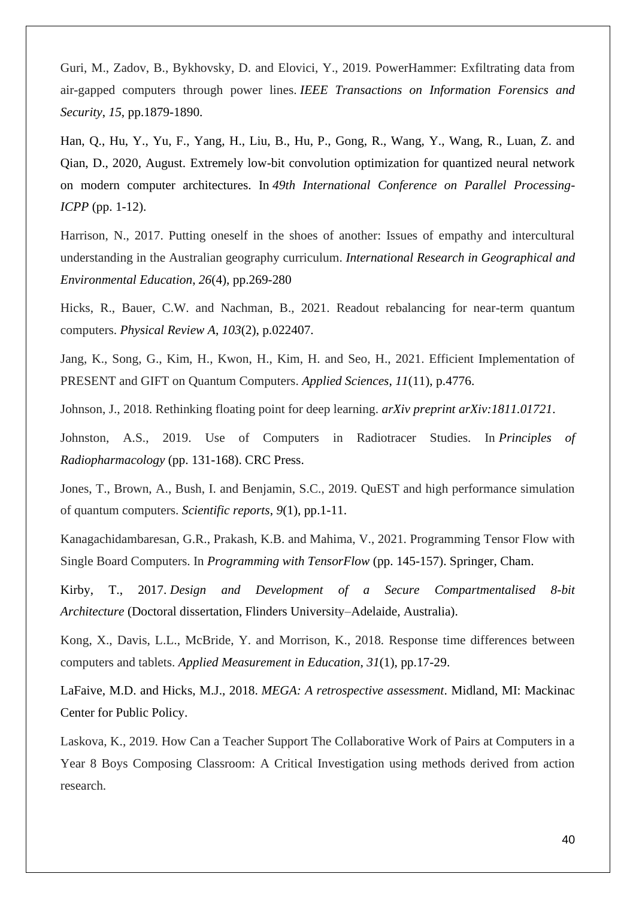Guri, M., Zadov, B., Bykhovsky, D. and Elovici, Y., 2019. PowerHammer: Exfiltrating data from air-gapped computers through power lines. *IEEE Transactions on Information Forensics and Security*, *15*, pp.1879-1890.

Han, Q., Hu, Y., Yu, F., Yang, H., Liu, B., Hu, P., Gong, R., Wang, Y., Wang, R., Luan, Z. and Qian, D., 2020, August. Extremely low-bit convolution optimization for quantized neural network on modern computer architectures. In *49th International Conference on Parallel Processing-ICPP* (pp. 1-12).

Harrison, N., 2017. Putting oneself in the shoes of another: Issues of empathy and intercultural understanding in the Australian geography curriculum. *International Research in Geographical and Environmental Education*, *26*(4), pp.269-280

Hicks, R., Bauer, C.W. and Nachman, B., 2021. Readout rebalancing for near-term quantum computers. *Physical Review A*, *103*(2), p.022407.

Jang, K., Song, G., Kim, H., Kwon, H., Kim, H. and Seo, H., 2021. Efficient Implementation of PRESENT and GIFT on Quantum Computers. *Applied Sciences*, *11*(11), p.4776.

Johnson, J., 2018. Rethinking floating point for deep learning. *arXiv preprint arXiv:1811.01721*.

Johnston, A.S., 2019. Use of Computers in Radiotracer Studies. In *Principles of Radiopharmacology* (pp. 131-168). CRC Press.

Jones, T., Brown, A., Bush, I. and Benjamin, S.C., 2019. QuEST and high performance simulation of quantum computers. *Scientific reports*, *9*(1), pp.1-11.

Kanagachidambaresan, G.R., Prakash, K.B. and Mahima, V., 2021. Programming Tensor Flow with Single Board Computers. In *Programming with TensorFlow* (pp. 145-157). Springer, Cham.

Kirby, T., 2017. *Design and Development of a Secure Compartmentalised 8-bit Architecture* (Doctoral dissertation, Flinders University–Adelaide, Australia).

Kong, X., Davis, L.L., McBride, Y. and Morrison, K., 2018. Response time differences between computers and tablets. *Applied Measurement in Education*, *31*(1), pp.17-29.

LaFaive, M.D. and Hicks, M.J., 2018. *MEGA: A retrospective assessment*. Midland, MI: Mackinac Center for Public Policy.

Laskova, K., 2019. How Can a Teacher Support The Collaborative Work of Pairs at Computers in a Year 8 Boys Composing Classroom: A Critical Investigation using methods derived from action research.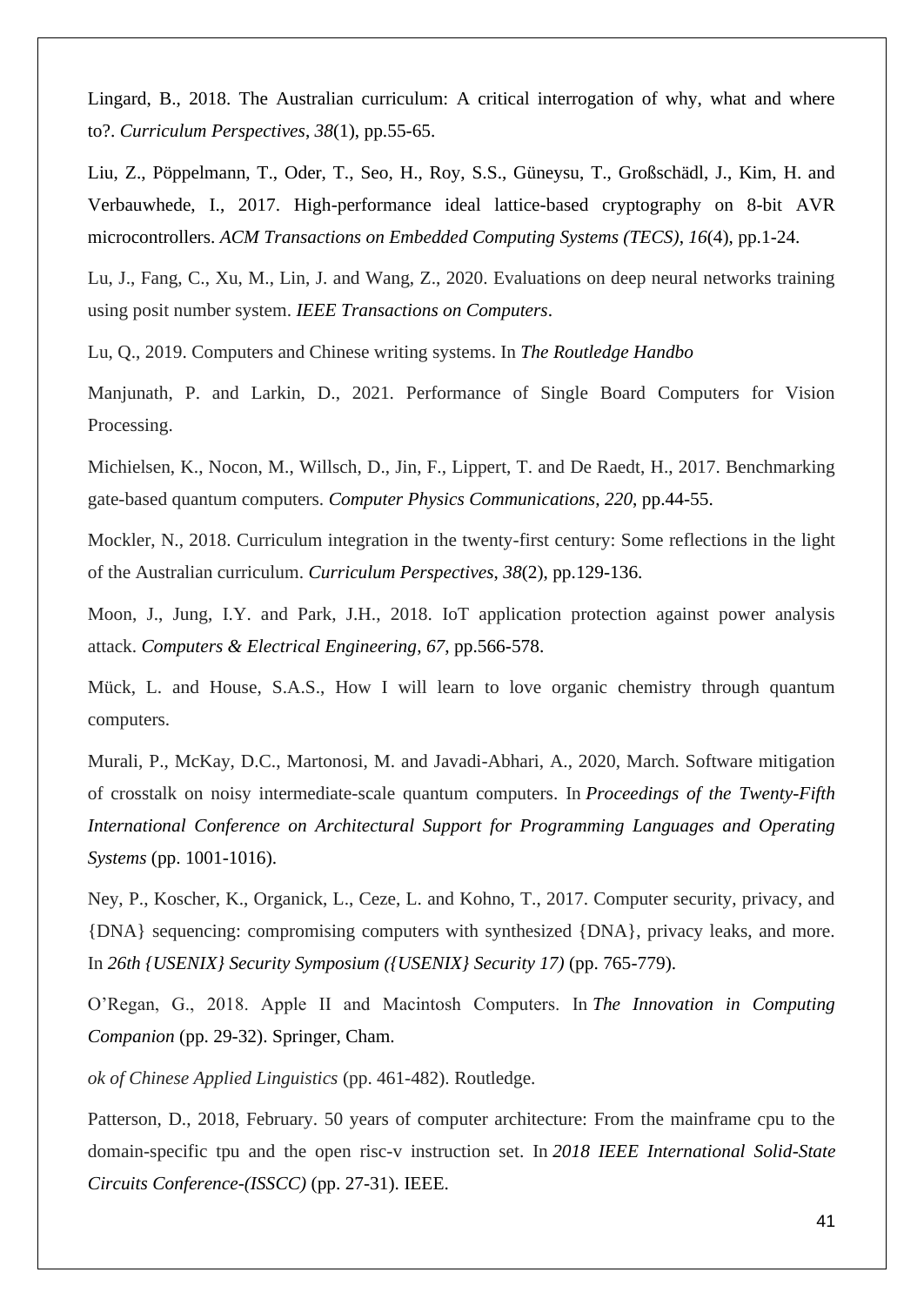Lingard, B., 2018. The Australian curriculum: A critical interrogation of why, what and where to?. *Curriculum Perspectives*, *38*(1), pp.55-65.

Liu, Z., Pöppelmann, T., Oder, T., Seo, H., Roy, S.S., Güneysu, T., Großschädl, J., Kim, H. and Verbauwhede, I., 2017. High-performance ideal lattice-based cryptography on 8-bit AVR microcontrollers. *ACM Transactions on Embedded Computing Systems (TECS)*, *16*(4), pp.1-24.

Lu, J., Fang, C., Xu, M., Lin, J. and Wang, Z., 2020. Evaluations on deep neural networks training using posit number system. *IEEE Transactions on Computers*.

Lu, Q., 2019. Computers and Chinese writing systems. In *The Routledge Handbo*

Manjunath, P. and Larkin, D., 2021. Performance of Single Board Computers for Vision Processing.

Michielsen, K., Nocon, M., Willsch, D., Jin, F., Lippert, T. and De Raedt, H., 2017. Benchmarking gate-based quantum computers. *Computer Physics Communications*, *220*, pp.44-55.

Mockler, N., 2018. Curriculum integration in the twenty-first century: Some reflections in the light of the Australian curriculum. *Curriculum Perspectives*, *38*(2), pp.129-136.

Moon, J., Jung, I.Y. and Park, J.H., 2018. IoT application protection against power analysis attack. *Computers & Electrical Engineering*, *67*, pp.566-578.

Mück, L. and House, S.A.S., How I will learn to love organic chemistry through quantum computers.

Murali, P., McKay, D.C., Martonosi, M. and Javadi-Abhari, A., 2020, March. Software mitigation of crosstalk on noisy intermediate-scale quantum computers. In *Proceedings of the Twenty-Fifth International Conference on Architectural Support for Programming Languages and Operating Systems* (pp. 1001-1016).

Ney, P., Koscher, K., Organick, L., Ceze, L. and Kohno, T., 2017. Computer security, privacy, and {DNA} sequencing: compromising computers with synthesized {DNA}, privacy leaks, and more. In *26th {USENIX} Security Symposium ({USENIX} Security 17)* (pp. 765-779).

O'Regan, G., 2018. Apple II and Macintosh Computers. In *The Innovation in Computing Companion* (pp. 29-32). Springer, Cham.

*ok of Chinese Applied Linguistics* (pp. 461-482). Routledge.

Patterson, D., 2018, February. 50 years of computer architecture: From the mainframe cpu to the domain-specific tpu and the open risc-v instruction set. In *2018 IEEE International Solid-State Circuits Conference-(ISSCC)* (pp. 27-31). IEEE.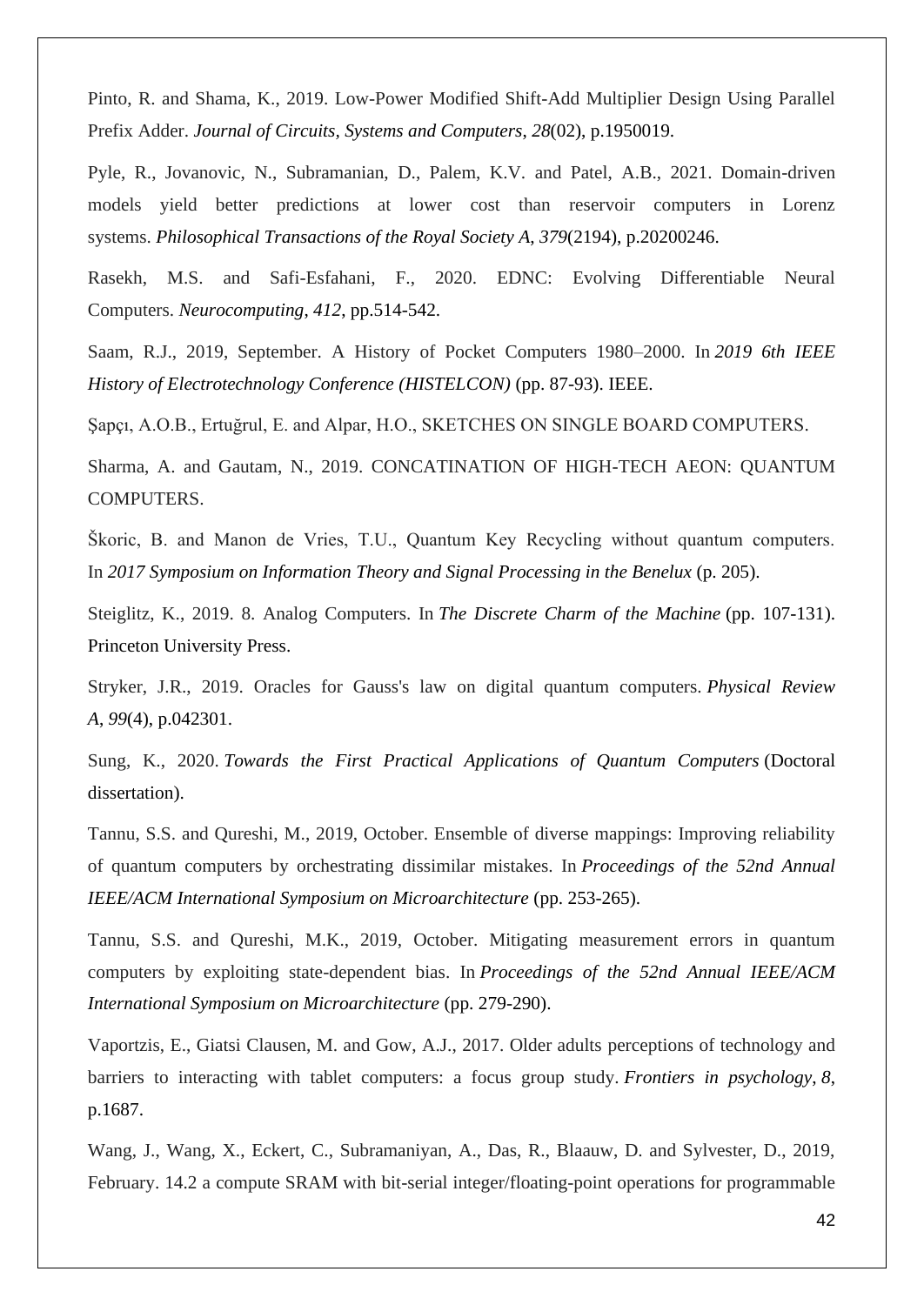Pinto, R. and Shama, K., 2019. Low-Power Modified Shift-Add Multiplier Design Using Parallel Prefix Adder. *Journal of Circuits, Systems and Computers*, *28*(02), p.1950019.

Pyle, R., Jovanovic, N., Subramanian, D., Palem, K.V. and Patel, A.B., 2021. Domain-driven models yield better predictions at lower cost than reservoir computers in Lorenz systems. *Philosophical Transactions of the Royal Society A*, *379*(2194), p.20200246.

Rasekh, M.S. and Safi-Esfahani, F., 2020. EDNC: Evolving Differentiable Neural Computers. *Neurocomputing*, *412*, pp.514-542.

Saam, R.J., 2019, September. A History of Pocket Computers 1980–2000. In *2019 6th IEEE History of Electrotechnology Conference (HISTELCON)* (pp. 87-93). IEEE.

Şapçı, A.O.B., Ertuğrul, E. and Alpar, H.O., SKETCHES ON SINGLE BOARD COMPUTERS.

Sharma, A. and Gautam, N., 2019. CONCATINATION OF HIGH-TECH AEON: QUANTUM COMPUTERS.

Škoric, B. and Manon de Vries, T.U., Quantum Key Recycling without quantum computers. In *2017 Symposium on Information Theory and Signal Processing in the Benelux* (p. 205).

Steiglitz, K., 2019. 8. Analog Computers. In *The Discrete Charm of the Machine* (pp. 107-131). Princeton University Press.

Stryker, J.R., 2019. Oracles for Gauss's law on digital quantum computers. *Physical Review A*, *99*(4), p.042301.

Sung, K., 2020. *Towards the First Practical Applications of Quantum Computers* (Doctoral dissertation).

Tannu, S.S. and Qureshi, M., 2019, October. Ensemble of diverse mappings: Improving reliability of quantum computers by orchestrating dissimilar mistakes. In *Proceedings of the 52nd Annual IEEE/ACM International Symposium on Microarchitecture* (pp. 253-265).

Tannu, S.S. and Qureshi, M.K., 2019, October. Mitigating measurement errors in quantum computers by exploiting state-dependent bias. In *Proceedings of the 52nd Annual IEEE/ACM International Symposium on Microarchitecture* (pp. 279-290).

Vaportzis, E., Giatsi Clausen, M. and Gow, A.J., 2017. Older adults perceptions of technology and barriers to interacting with tablet computers: a focus group study. *Frontiers in psychology*, *8*, p.1687.

Wang, J., Wang, X., Eckert, C., Subramaniyan, A., Das, R., Blaauw, D. and Sylvester, D., 2019, February. 14.2 a compute SRAM with bit-serial integer/floating-point operations for programmable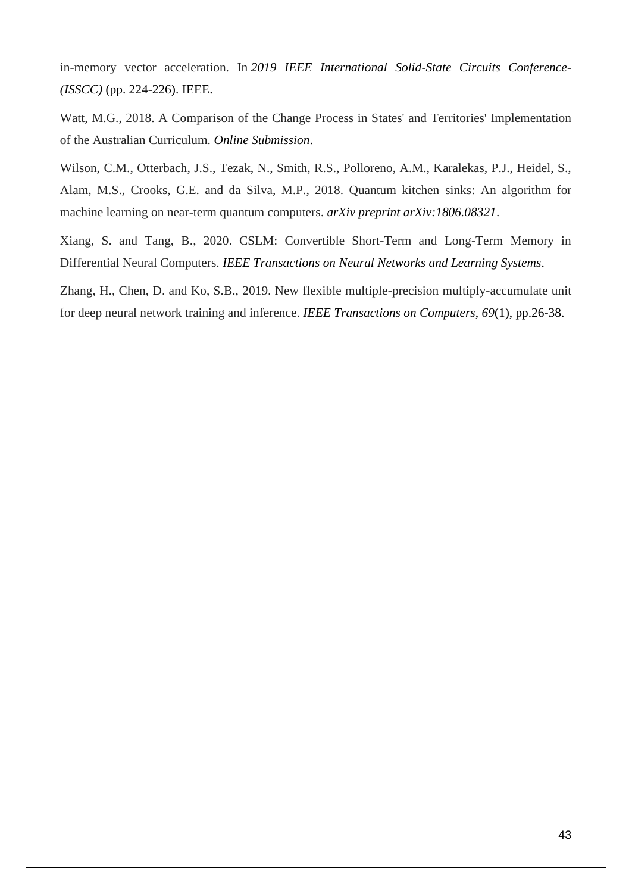in-memory vector acceleration. In *2019 IEEE International Solid-State Circuits Conference-(ISSCC)* (pp. 224-226). IEEE.

Watt, M.G., 2018. A Comparison of the Change Process in States' and Territories' Implementation of the Australian Curriculum. *Online Submission*.

Wilson, C.M., Otterbach, J.S., Tezak, N., Smith, R.S., Polloreno, A.M., Karalekas, P.J., Heidel, S., Alam, M.S., Crooks, G.E. and da Silva, M.P., 2018. Quantum kitchen sinks: An algorithm for machine learning on near-term quantum computers. *arXiv preprint arXiv:1806.08321*.

Xiang, S. and Tang, B., 2020. CSLM: Convertible Short-Term and Long-Term Memory in Differential Neural Computers. *IEEE Transactions on Neural Networks and Learning Systems*.

Zhang, H., Chen, D. and Ko, S.B., 2019. New flexible multiple-precision multiply-accumulate unit for deep neural network training and inference. *IEEE Transactions on Computers*, *69*(1), pp.26-38.